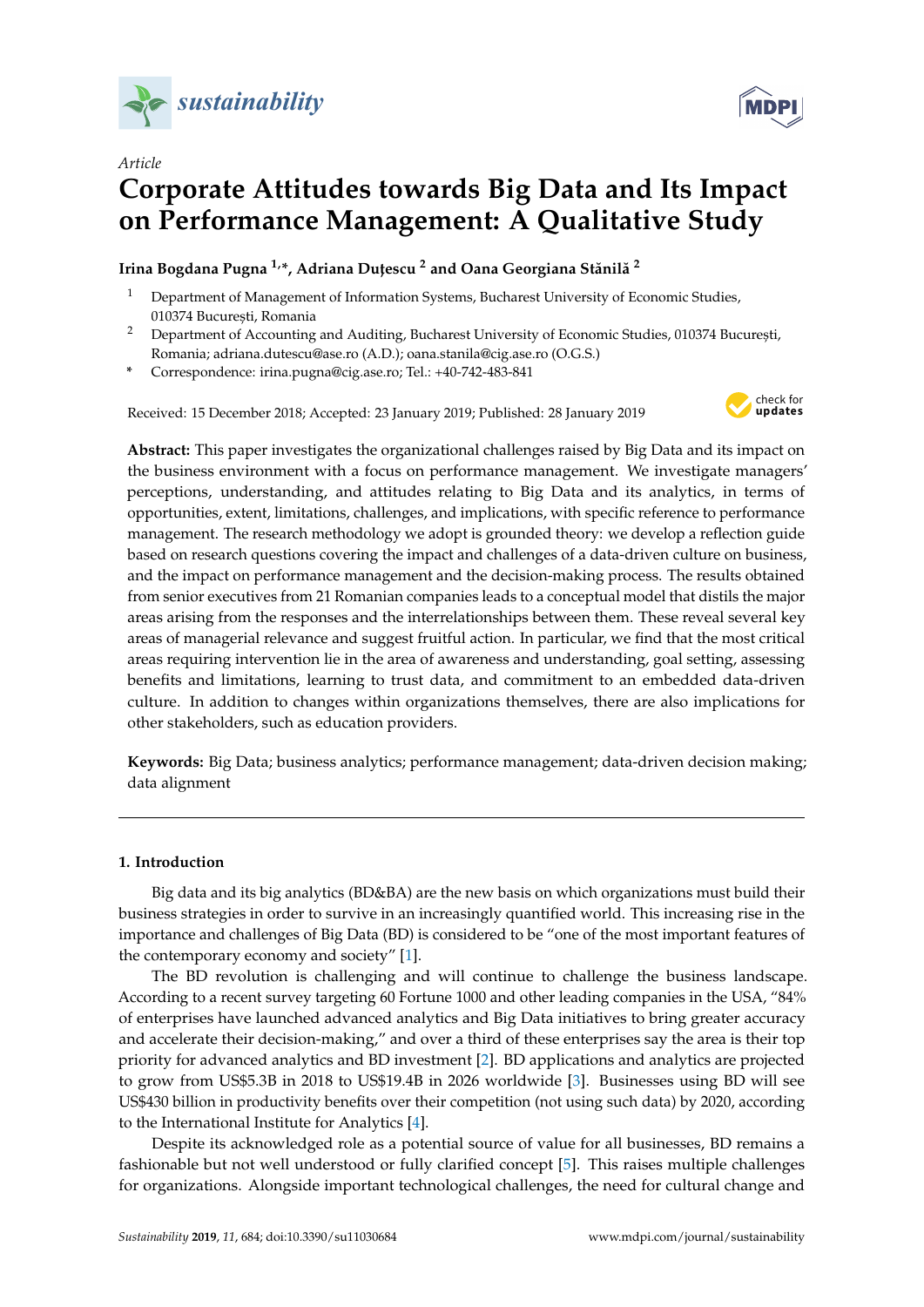*Article*

# Corporate Attitudes towards Big Data and Its Impact on Performance Management: A Qualitative Study

**Irina Bogdana Pugna [1,*], Adriana Duțescu [2] and Oana Georgiana Stănilă [2]**

[1] Department of Management of Information Systems, Bucharest University of Economic Studies, 010374 București, Romania

[2] Department of Accounting and Auditing, Bucharest University of Economic Studies, 010374 București, Romania; adriana.dutescu@ase.ro (A.D.); oana.stanila@cig.ase.ro (O.G.S.)

\* Correspondence: irina.pugna@cig.ase.ro; Tel.: +40-742-483-841

Received: 15 December 2018; Accepted: 23 January 2019; Published: 28 January 2019

**Abstract:** This paper investigates the organizational challenges raised by Big Data and its impact on the business environment with a focus on performance management. We investigate managers' perceptions, understanding, and attitudes relating to Big Data and its analytics, in terms of opportunities, extent, limitations, challenges, and implications, with specific reference to performance management. The research methodology we adopt is grounded theory: we develop a reflection guide based on research questions covering the impact and challenges of a data-driven culture on business, and the impact on performance management and the decision-making process. The results obtained from senior executives from 21 Romanian companies leads to a conceptual model that distils the major areas arising from the responses and the interrelationships between them. These reveal several key areas of managerial relevance and suggest fruitful action. In particular, we find that the most critical areas requiring intervention lie in the area of awareness and understanding, goal setting, assessing benefits and limitations, learning to trust data, and commitment to an embedded data-driven culture. In addition to changes within organizations themselves, there are also implications for other stakeholders, such as education providers.

**Keywords:** Big Data; business analytics; performance management; data-driven decision making; data alignment

## 1. Introduction

Big data and its big analytics (BD&BA) are the new basis on which organizations must build their business strategies in order to survive in an increasingly quantified world. This increasing rise in the importance and challenges of Big Data (BD) is considered to be "one of the most important features of the contemporary economy and society" [1].

The BD revolution is challenging and will continue to challenge the business landscape. According to a recent survey targeting 60 Fortune 1000 and other leading companies in the USA, "84% of enterprises have launched advanced analytics and Big Data initiatives to bring greater accuracy and accelerate their decision-making," and over a third of these enterprises say the area is their top priority for advanced analytics and BD investment [2]. BD applications and analytics are projected to grow from US$5.3B in 2018 to US$19.4B in 2026 worldwide [3]. Businesses using BD will see US$430 billion in productivity benefits over their competition (not using such data) by 2020, according to the International Institute for Analytics [4].

Despite its acknowledged role as a potential source of value for all businesses, BD remains a fashionable but not well understood or fully clarified concept [5]. This raises multiple challenges for organizations. Alongside important technological challenges, the need for cultural change and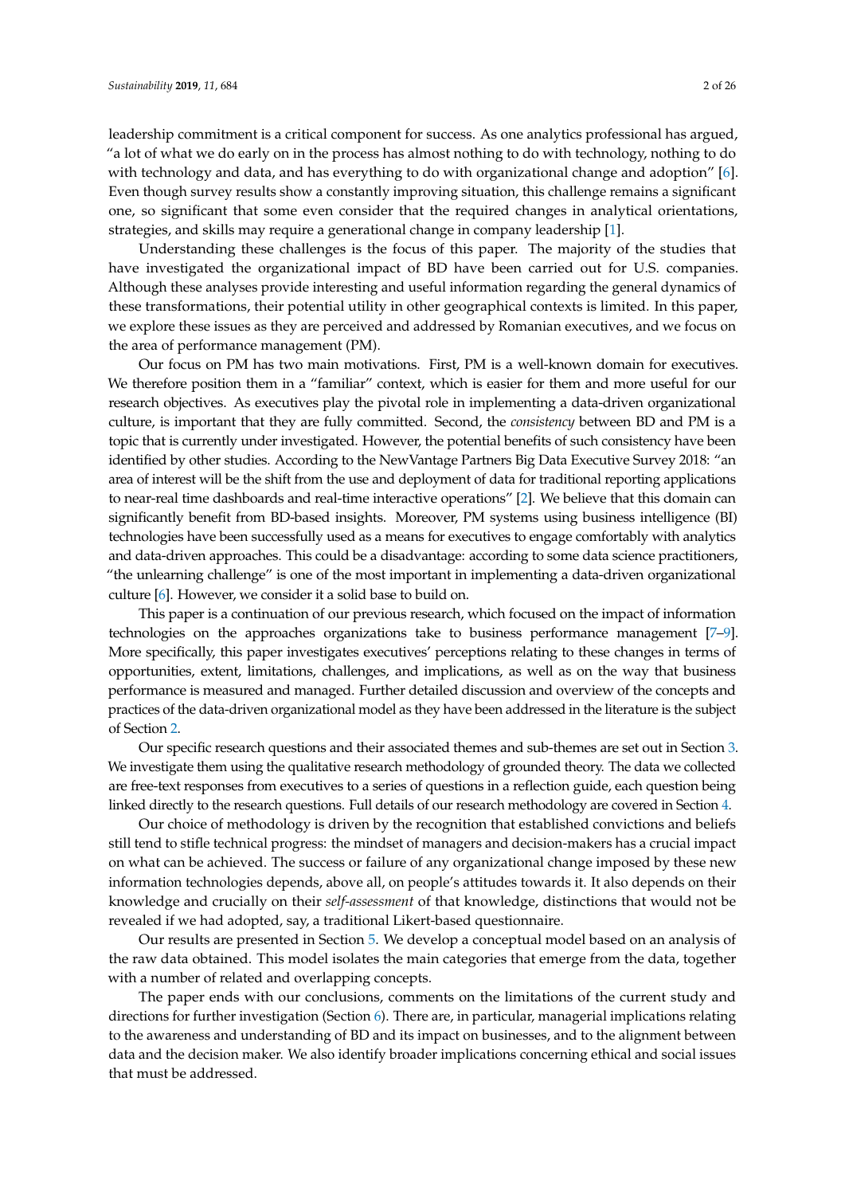leadership commitment is a critical component for success. As one analytics professional has argued, "a lot of what we do early on in the process has almost nothing to do with technology, nothing to do with technology and data, and has everything to do with organizational change and adoption" [6]. Even though survey results show a constantly improving situation, this challenge remains a significant one, so significant that some even consider that the required changes in analytical orientations, strategies, and skills may require a generational change in company leadership [1].

Understanding these challenges is the focus of this paper. The majority of the studies that have investigated the organizational impact of BD have been carried out for U.S. companies. Although these analyses provide interesting and useful information regarding the general dynamics of these transformations, their potential utility in other geographical contexts is limited. In this paper, we explore these issues as they are perceived and addressed by Romanian executives, and we focus on the area of performance management (PM).

Our focus on PM has two main motivations. First, PM is a well-known domain for executives. We therefore position them in a "familiar" context, which is easier for them and more useful for our research objectives. As executives play the pivotal role in implementing a data-driven organizational culture, is important that they are fully committed. Second, the *consistency* between BD and PM is a topic that is currently under investigated. However, the potential benefits of such consistency have been identified by other studies. According to the NewVantage Partners Big Data Executive Survey 2018: "an area of interest will be the shift from the use and deployment of data for traditional reporting applications to near-real time dashboards and real-time interactive operations" [2]. We believe that this domain can significantly benefit from BD-based insights. Moreover, PM systems using business intelligence (BI) technologies have been successfully used as a means for executives to engage comfortably with analytics and data-driven approaches. This could be a disadvantage: according to some data science practitioners, "the unlearning challenge" is one of the most important in implementing a data-driven organizational culture [6]. However, we consider it a solid base to build on.

This paper is a continuation of our previous research, which focused on the impact of information technologies on the approaches organizations take to business performance management [7–9]. More specifically, this paper investigates executives' perceptions relating to these changes in terms of opportunities, extent, limitations, challenges, and implications, as well as on the way that business performance is measured and managed. Further detailed discussion and overview of the concepts and practices of the data-driven organizational model as they have been addressed in the literature is the subject of Section 2.

Our specific research questions and their associated themes and sub-themes are set out in Section 3. We investigate them using the qualitative research methodology of grounded theory. The data we collected are free-text responses from executives to a series of questions in a reflection guide, each question being linked directly to the research questions. Full details of our research methodology are covered in Section 4.

Our choice of methodology is driven by the recognition that established convictions and beliefs still tend to stifle technical progress: the mindset of managers and decision-makers has a crucial impact on what can be achieved. The success or failure of any organizational change imposed by these new information technologies depends, above all, on people's attitudes towards it. It also depends on their knowledge and crucially on their *self-assessment* of that knowledge, distinctions that would not be revealed if we had adopted, say, a traditional Likert-based questionnaire.

Our results are presented in Section 5. We develop a conceptual model based on an analysis of the raw data obtained. This model isolates the main categories that emerge from the data, together with a number of related and overlapping concepts.

The paper ends with our conclusions, comments on the limitations of the current study and directions for further investigation (Section 6). There are, in particular, managerial implications relating to the awareness and understanding of BD and its impact on businesses, and to the alignment between data and the decision maker. We also identify broader implications concerning ethical and social issues that must be addressed.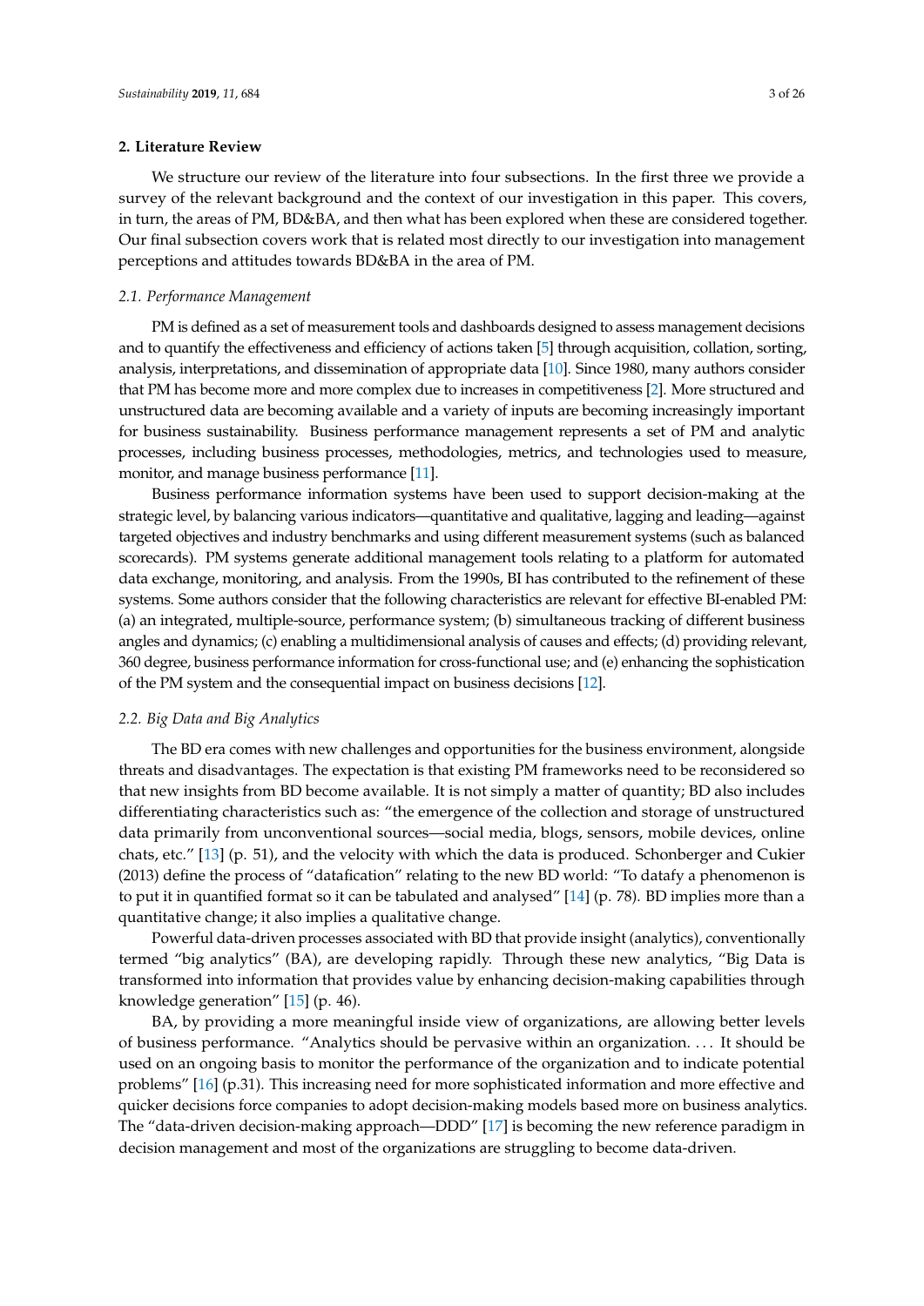## 2. Literature Review

We structure our review of the literature into four subsections. In the first three we provide a survey of the relevant background and the context of our investigation in this paper. This covers, in turn, the areas of PM, BD&BA, and then what has been explored when these are considered together. Our final subsection covers work that is related most directly to our investigation into management perceptions and attitudes towards BD&BA in the area of PM.

### 2.1. Performance Management

PM is defined as a set of measurement tools and dashboards designed to assess management decisions and to quantify the effectiveness and efficiency of actions taken [5] through acquisition, collation, sorting, analysis, interpretations, and dissemination of appropriate data [10]. Since 1980, many authors consider that PM has become more and more complex due to increases in competitiveness [2]. More structured and unstructured data are becoming available and a variety of inputs are becoming increasingly important for business sustainability. Business performance management represents a set of PM and analytic processes, including business processes, methodologies, metrics, and technologies used to measure, monitor, and manage business performance [11].

Business performance information systems have been used to support decision-making at the strategic level, by balancing various indicators—quantitative and qualitative, lagging and leading—against targeted objectives and industry benchmarks and using different measurement systems (such as balanced scorecards). PM systems generate additional management tools relating to a platform for automated data exchange, monitoring, and analysis. From the 1990s, BI has contributed to the refinement of these systems. Some authors consider that the following characteristics are relevant for effective BI-enabled PM: (a) an integrated, multiple-source, performance system; (b) simultaneous tracking of different business angles and dynamics; (c) enabling a multidimensional analysis of causes and effects; (d) providing relevant, 360 degree, business performance information for cross-functional use; and (e) enhancing the sophistication of the PM system and the consequential impact on business decisions [12].

### 2.2. Big Data and Big Analytics

The BD era comes with new challenges and opportunities for the business environment, alongside threats and disadvantages. The expectation is that existing PM frameworks need to be reconsidered so that new insights from BD become available. It is not simply a matter of quantity; BD also includes differentiating characteristics such as: "the emergence of the collection and storage of unstructured data primarily from unconventional sources—social media, blogs, sensors, mobile devices, online chats, etc." [13] (p. 51), and the velocity with which the data is produced. Schonberger and Cukier (2013) define the process of "datafication" relating to the new BD world: "To datafy a phenomenon is to put it in quantified format so it can be tabulated and analysed" [14] (p. 78). BD implies more than a quantitative change; it also implies a qualitative change.

Powerful data-driven processes associated with BD that provide insight (analytics), conventionally termed "big analytics" (BA), are developing rapidly. Through these new analytics, "Big Data is transformed into information that provides value by enhancing decision-making capabilities through knowledge generation" [15] (p. 46).

BA, by providing a more meaningful inside view of organizations, are allowing better levels of business performance. "Analytics should be pervasive within an organization. . . . It should be used on an ongoing basis to monitor the performance of the organization and to indicate potential problems" [16] (p.31). This increasing need for more sophisticated information and more effective and quicker decisions force companies to adopt decision-making models based more on business analytics. The "data-driven decision-making approach—DDD" [17] is becoming the new reference paradigm in decision management and most of the organizations are struggling to become data-driven.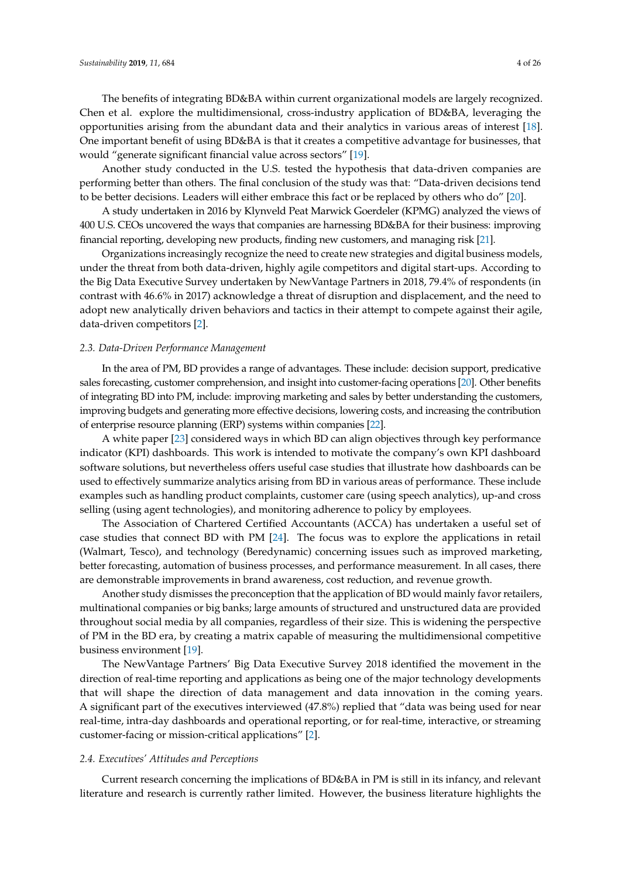The benefits of integrating BD&BA within current organizational models are largely recognized. Chen et al. explore the multidimensional, cross-industry application of BD&BA, leveraging the opportunities arising from the abundant data and their analytics in various areas of interest [18]. One important benefit of using BD&BA is that it creates a competitive advantage for businesses, that would "generate significant financial value across sectors" [19].

Another study conducted in the U.S. tested the hypothesis that data-driven companies are performing better than others. The final conclusion of the study was that: "Data-driven decisions tend to be better decisions. Leaders will either embrace this fact or be replaced by others who do" [20].

A study undertaken in 2016 by Klynveld Peat Marwick Goerdeler (KPMG) analyzed the views of 400 U.S. CEOs uncovered the ways that companies are harnessing BD&BA for their business: improving financial reporting, developing new products, finding new customers, and managing risk [21].

Organizations increasingly recognize the need to create new strategies and digital business models, under the threat from both data-driven, highly agile competitors and digital start-ups. According to the Big Data Executive Survey undertaken by NewVantage Partners in 2018, 79.4% of respondents (in contrast with 46.6% in 2017) acknowledge a threat of disruption and displacement, and the need to adopt new analytically driven behaviors and tactics in their attempt to compete against their agile, data-driven competitors [2].

### 2.3. Data-Driven Performance Management

In the area of PM, BD provides a range of advantages. These include: decision support, predicative sales forecasting, customer comprehension, and insight into customer-facing operations [20]. Other benefits of integrating BD into PM, include: improving marketing and sales by better understanding the customers, improving budgets and generating more effective decisions, lowering costs, and increasing the contribution of enterprise resource planning (ERP) systems within companies [22].

A white paper [23] considered ways in which BD can align objectives through key performance indicator (KPI) dashboards. This work is intended to motivate the company's own KPI dashboard software solutions, but nevertheless offers useful case studies that illustrate how dashboards can be used to effectively summarize analytics arising from BD in various areas of performance. These include examples such as handling product complaints, customer care (using speech analytics), up-and cross selling (using agent technologies), and monitoring adherence to policy by employees.

The Association of Chartered Certified Accountants (ACCA) has undertaken a useful set of case studies that connect BD with PM [24]. The focus was to explore the applications in retail (Walmart, Tesco), and technology (Beredynamic) concerning issues such as improved marketing, better forecasting, automation of business processes, and performance measurement. In all cases, there are demonstrable improvements in brand awareness, cost reduction, and revenue growth.

Another study dismisses the preconception that the application of BD would mainly favor retailers, multinational companies or big banks; large amounts of structured and unstructured data are provided throughout social media by all companies, regardless of their size. This is widening the perspective of PM in the BD era, by creating a matrix capable of measuring the multidimensional competitive business environment [19].

The NewVantage Partners' Big Data Executive Survey 2018 identified the movement in the direction of real-time reporting and applications as being one of the major technology developments that will shape the direction of data management and data innovation in the coming years. A significant part of the executives interviewed (47.8%) replied that "data was being used for near real-time, intra-day dashboards and operational reporting, or for real-time, interactive, or streaming customer-facing or mission-critical applications" [2].

### 2.4. Executives' Attitudes and Perceptions

Current research concerning the implications of BD&BA in PM is still in its infancy, and relevant literature and research is currently rather limited. However, the business literature highlights the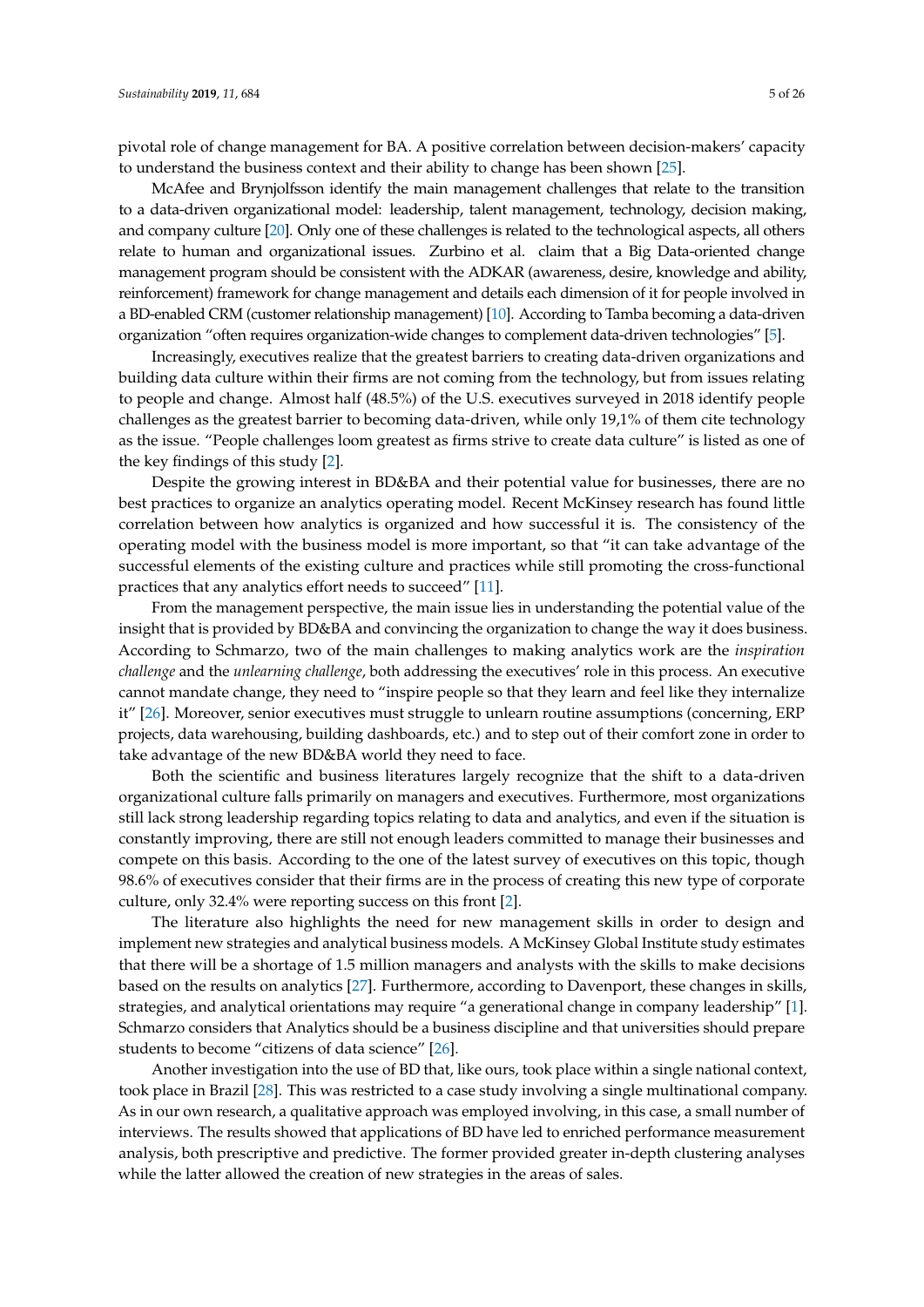pivotal role of change management for BA. A positive correlation between decision-makers' capacity to understand the business context and their ability to change has been shown [25].

McAfee and Brynjolfsson identify the main management challenges that relate to the transition to a data-driven organizational model: leadership, talent management, technology, decision making, and company culture [20]. Only one of these challenges is related to the technological aspects, all others relate to human and organizational issues. Zurbino et al. claim that a Big Data-oriented change management program should be consistent with the ADKAR (awareness, desire, knowledge and ability, reinforcement) framework for change management and details each dimension of it for people involved in a BD-enabled CRM (customer relationship management) [10]. According to Tamba becoming a data-driven organization "often requires organization-wide changes to complement data-driven technologies" [5].

Increasingly, executives realize that the greatest barriers to creating data-driven organizations and building data culture within their firms are not coming from the technology, but from issues relating to people and change. Almost half (48.5%) of the U.S. executives surveyed in 2018 identify people challenges as the greatest barrier to becoming data-driven, while only 19,1% of them cite technology as the issue. "People challenges loom greatest as firms strive to create data culture" is listed as one of the key findings of this study [2].

Despite the growing interest in BD&BA and their potential value for businesses, there are no best practices to organize an analytics operating model. Recent McKinsey research has found little correlation between how analytics is organized and how successful it is. The consistency of the operating model with the business model is more important, so that "it can take advantage of the successful elements of the existing culture and practices while still promoting the cross-functional practices that any analytics effort needs to succeed" [11].

From the management perspective, the main issue lies in understanding the potential value of the insight that is provided by BD&BA and convincing the organization to change the way it does business. According to Schmarzo, two of the main challenges to making analytics work are the *inspiration challenge* and the *unlearning challenge*, both addressing the executives' role in this process. An executive cannot mandate change, they need to "inspire people so that they learn and feel like they internalize it" [26]. Moreover, senior executives must struggle to unlearn routine assumptions (concerning, ERP projects, data warehousing, building dashboards, etc.) and to step out of their comfort zone in order to take advantage of the new BD&BA world they need to face.

Both the scientific and business literatures largely recognize that the shift to a data-driven organizational culture falls primarily on managers and executives. Furthermore, most organizations still lack strong leadership regarding topics relating to data and analytics, and even if the situation is constantly improving, there are still not enough leaders committed to manage their businesses and compete on this basis. According to the one of the latest survey of executives on this topic, though 98.6% of executives consider that their firms are in the process of creating this new type of corporate culture, only 32.4% were reporting success on this front [2].

The literature also highlights the need for new management skills in order to design and implement new strategies and analytical business models. A McKinsey Global Institute study estimates that there will be a shortage of 1.5 million managers and analysts with the skills to make decisions based on the results on analytics [27]. Furthermore, according to Davenport, these changes in skills, strategies, and analytical orientations may require "a generational change in company leadership" [1]. Schmarzo considers that Analytics should be a business discipline and that universities should prepare students to become "citizens of data science" [26].

Another investigation into the use of BD that, like ours, took place within a single national context, took place in Brazil [28]. This was restricted to a case study involving a single multinational company. As in our own research, a qualitative approach was employed involving, in this case, a small number of interviews. The results showed that applications of BD have led to enriched performance measurement analysis, both prescriptive and predictive. The former provided greater in-depth clustering analyses while the latter allowed the creation of new strategies in the areas of sales.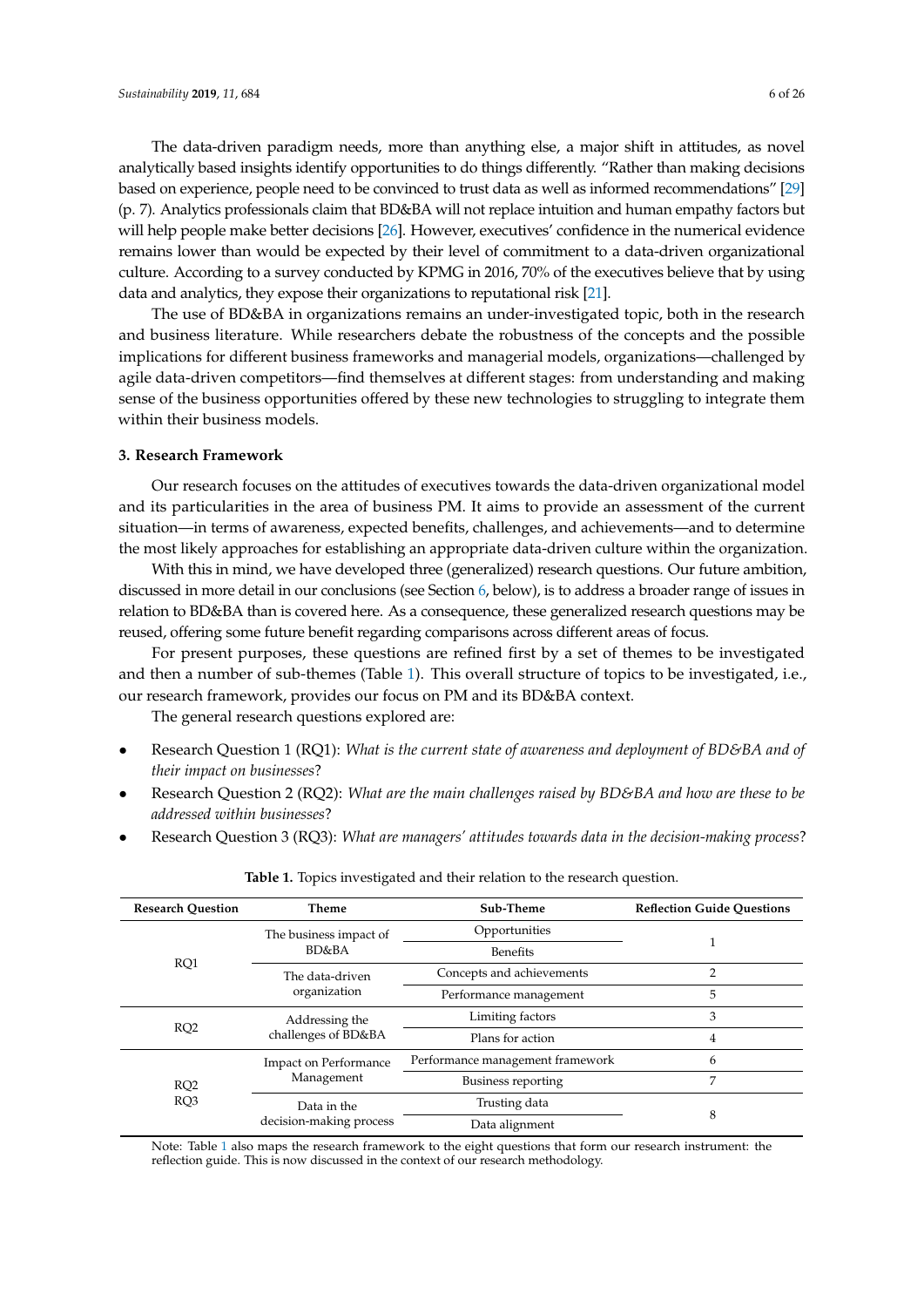The data-driven paradigm needs, more than anything else, a major shift in attitudes, as novel analytically based insights identify opportunities to do things differently. "Rather than making decisions based on experience, people need to be convinced to trust data as well as informed recommendations" [29] (p. 7). Analytics professionals claim that BD&BA will not replace intuition and human empathy factors but will help people make better decisions [26]. However, executives' confidence in the numerical evidence remains lower than would be expected by their level of commitment to a data-driven organizational culture. According to a survey conducted by KPMG in 2016, 70% of the executives believe that by using data and analytics, they expose their organizations to reputational risk [21].

The use of BD&BA in organizations remains an under-investigated topic, both in the research and business literature. While researchers debate the robustness of the concepts and the possible implications for different business frameworks and managerial models, organizations—challenged by agile data-driven competitors—find themselves at different stages: from understanding and making sense of the business opportunities offered by these new technologies to struggling to integrate them within their business models.

### 3. Research Framework

Our research focuses on the attitudes of executives towards the data-driven organizational model and its particularities in the area of business PM. It aims to provide an assessment of the current situation—in terms of awareness, expected benefits, challenges, and achievements—and to determine the most likely approaches for establishing an appropriate data-driven culture within the organization.

With this in mind, we have developed three (generalized) research questions. Our future ambition, discussed in more detail in our conclusions (see Section 6, below), is to address a broader range of issues in relation to BD&BA than is covered here. As a consequence, these generalized research questions may be reused, offering some future benefit regarding comparisons across different areas of focus.

For present purposes, these questions are refined first by a set of themes to be investigated and then a number of sub-themes (Table 1). This overall structure of topics to be investigated, i.e., our research framework, provides our focus on PM and its BD&BA context.

The general research questions explored are:

- Research Question 1 (RQ1): *What is the current state of awareness and deployment of BD&BA and of their impact on businesses*?
- Research Question 2 (RQ2): *What are the main challenges raised by BD&BA and how are these to be addressed within businesses*?
- Research Question 3 (RQ3): *What are managers' attitudes towards data in the decision-making process*?

**Table 1.** Topics investigated and their relation to the research question.

| Research Question | Theme | Sub-Theme | Reflection Guide Questions |
|---|---|---|---|
| RQ1 | The business impact of BD&BA | Opportunities | 1 |
| | | Benefits | |
| | The data-driven organization | Concepts and achievements | 2 |
| | | Performance management | 5 |
| RQ2 | Addressing the challenges of BD&BA | Limiting factors | 3 |
| | | Plans for action | 4 |
| RQ2 RQ3 | Impact on Performance Management | Performance management framework | 6 |
| | | Business reporting | 7 |
| | Data in the decision-making process | Trusting data | 8 |
| | | Data alignment | |

Note: Table 1 also maps the research framework to the eight questions that form our research instrument: the reflection guide. This is now discussed in the context of our research methodology.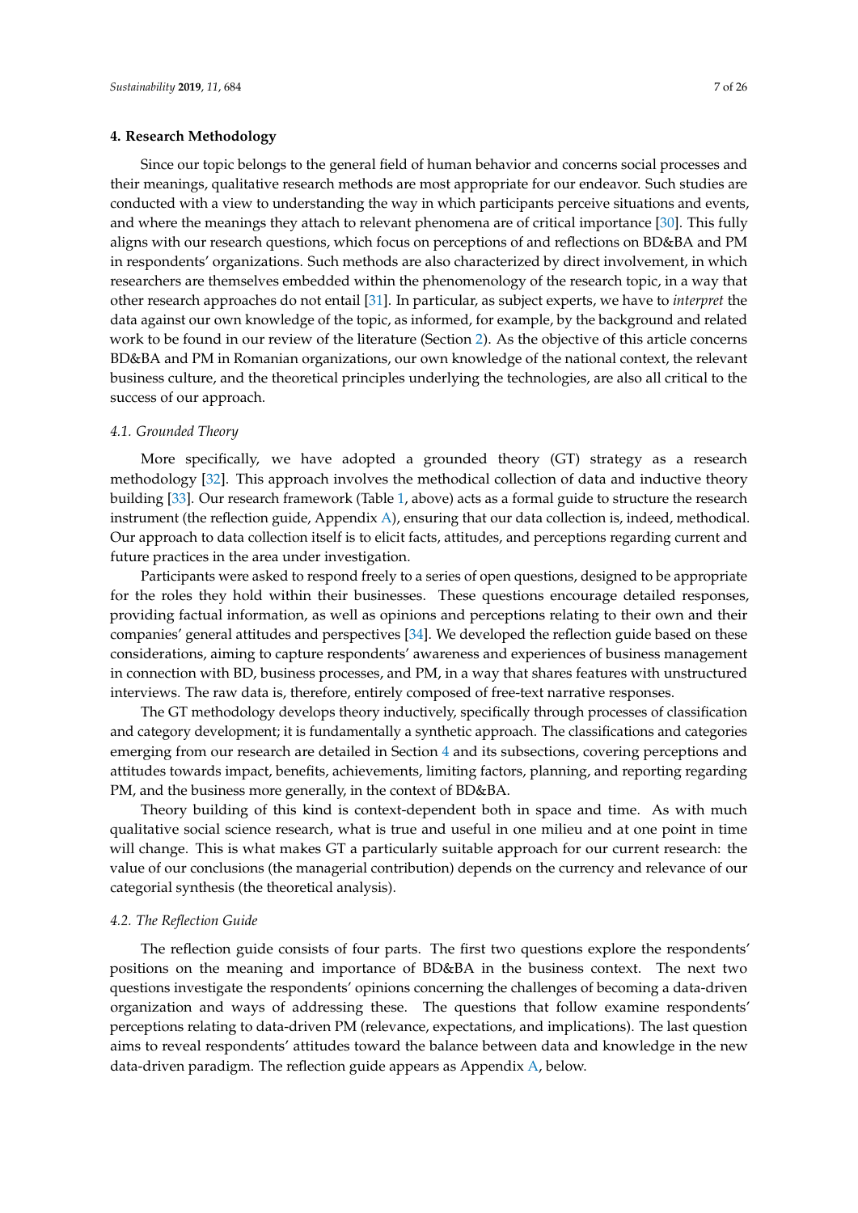## 4. Research Methodology

Since our topic belongs to the general field of human behavior and concerns social processes and their meanings, qualitative research methods are most appropriate for our endeavor. Such studies are conducted with a view to understanding the way in which participants perceive situations and events, and where the meanings they attach to relevant phenomena are of critical importance [30]. This fully aligns with our research questions, which focus on perceptions of and reflections on BD&BA and PM in respondents' organizations. Such methods are also characterized by direct involvement, in which researchers are themselves embedded within the phenomenology of the research topic, in a way that other research approaches do not entail [31]. In particular, as subject experts, we have to *interpret* the data against our own knowledge of the topic, as informed, for example, by the background and related work to be found in our review of the literature (Section 2). As the objective of this article concerns BD&BA and PM in Romanian organizations, our own knowledge of the national context, the relevant business culture, and the theoretical principles underlying the technologies, are also all critical to the success of our approach.

### *4.1. Grounded Theory*

More specifically, we have adopted a grounded theory (GT) strategy as a research methodology [32]. This approach involves the methodical collection of data and inductive theory building [33]. Our research framework (Table 1, above) acts as a formal guide to structure the research instrument (the reflection guide, Appendix A), ensuring that our data collection is, indeed, methodical. Our approach to data collection itself is to elicit facts, attitudes, and perceptions regarding current and future practices in the area under investigation.

Participants were asked to respond freely to a series of open questions, designed to be appropriate for the roles they hold within their businesses. These questions encourage detailed responses, providing factual information, as well as opinions and perceptions relating to their own and their companies' general attitudes and perspectives [34]. We developed the reflection guide based on these considerations, aiming to capture respondents' awareness and experiences of business management in connection with BD, business processes, and PM, in a way that shares features with unstructured interviews. The raw data is, therefore, entirely composed of free-text narrative responses.

The GT methodology develops theory inductively, specifically through processes of classification and category development; it is fundamentally a synthetic approach. The classifications and categories emerging from our research are detailed in Section 4 and its subsections, covering perceptions and attitudes towards impact, benefits, achievements, limiting factors, planning, and reporting regarding PM, and the business more generally, in the context of BD&BA.

Theory building of this kind is context-dependent both in space and time. As with much qualitative social science research, what is true and useful in one milieu and at one point in time will change. This is what makes GT a particularly suitable approach for our current research: the value of our conclusions (the managerial contribution) depends on the currency and relevance of our categorial synthesis (the theoretical analysis).

### *4.2. The Reflection Guide*

The reflection guide consists of four parts. The first two questions explore the respondents' positions on the meaning and importance of BD&BA in the business context. The next two questions investigate the respondents' opinions concerning the challenges of becoming a data-driven organization and ways of addressing these. The questions that follow examine respondents' perceptions relating to data-driven PM (relevance, expectations, and implications). The last question aims to reveal respondents' attitudes toward the balance between data and knowledge in the new data-driven paradigm. The reflection guide appears as Appendix A, below.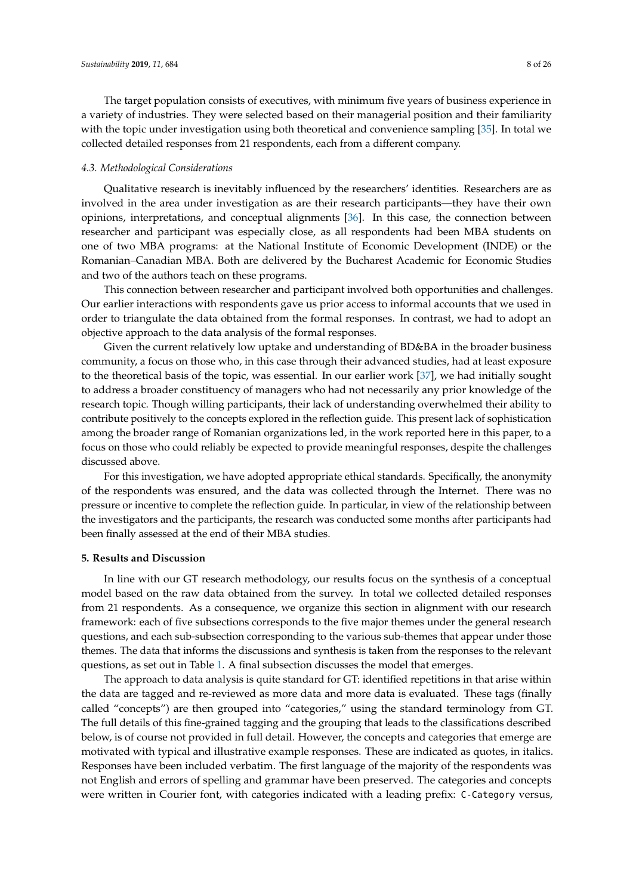The target population consists of executives, with minimum five years of business experience in a variety of industries. They were selected based on their managerial position and their familiarity with the topic under investigation using both theoretical and convenience sampling [35]. In total we collected detailed responses from 21 respondents, each from a different company.

### *4.3. Methodological Considerations*

Qualitative research is inevitably influenced by the researchers' identities. Researchers are as involved in the area under investigation as are their research participants—they have their own opinions, interpretations, and conceptual alignments [36]. In this case, the connection between researcher and participant was especially close, as all respondents had been MBA students on one of two MBA programs: at the National Institute of Economic Development (INDE) or the Romanian–Canadian MBA. Both are delivered by the Bucharest Academic for Economic Studies and two of the authors teach on these programs.

This connection between researcher and participant involved both opportunities and challenges. Our earlier interactions with respondents gave us prior access to informal accounts that we used in order to triangulate the data obtained from the formal responses. In contrast, we had to adopt an objective approach to the data analysis of the formal responses.

Given the current relatively low uptake and understanding of BD&BA in the broader business community, a focus on those who, in this case through their advanced studies, had at least exposure to the theoretical basis of the topic, was essential. In our earlier work [37], we had initially sought to address a broader constituency of managers who had not necessarily any prior knowledge of the research topic. Though willing participants, their lack of understanding overwhelmed their ability to contribute positively to the concepts explored in the reflection guide. This present lack of sophistication among the broader range of Romanian organizations led, in the work reported here in this paper, to a focus on those who could reliably be expected to provide meaningful responses, despite the challenges discussed above.

For this investigation, we have adopted appropriate ethical standards. Specifically, the anonymity of the respondents was ensured, and the data was collected through the Internet. There was no pressure or incentive to complete the reflection guide. In particular, in view of the relationship between the investigators and the participants, the research was conducted some months after participants had been finally assessed at the end of their MBA studies.

## **5. Results and Discussion**

In line with our GT research methodology, our results focus on the synthesis of a conceptual model based on the raw data obtained from the survey. In total we collected detailed responses from 21 respondents. As a consequence, we organize this section in alignment with our research framework: each of five subsections corresponds to the five major themes under the general research questions, and each sub-subsection corresponding to the various sub-themes that appear under those themes. The data that informs the discussions and synthesis is taken from the responses to the relevant questions, as set out in Table 1. A final subsection discusses the model that emerges.

The approach to data analysis is quite standard for GT: identified repetitions in that arise within the data are tagged and re-reviewed as more data and more data is evaluated. These tags (finally called "concepts") are then grouped into "categories," using the standard terminology from GT. The full details of this fine-grained tagging and the grouping that leads to the classifications described below, is of course not provided in full detail. However, the concepts and categories that emerge are motivated with typical and illustrative example responses. These are indicated as quotes, in italics. Responses have been included verbatim. The first language of the majority of the respondents was not English and errors of spelling and grammar have been preserved. The categories and concepts were written in Courier font, with categories indicated with a leading prefix: `C-Category` versus,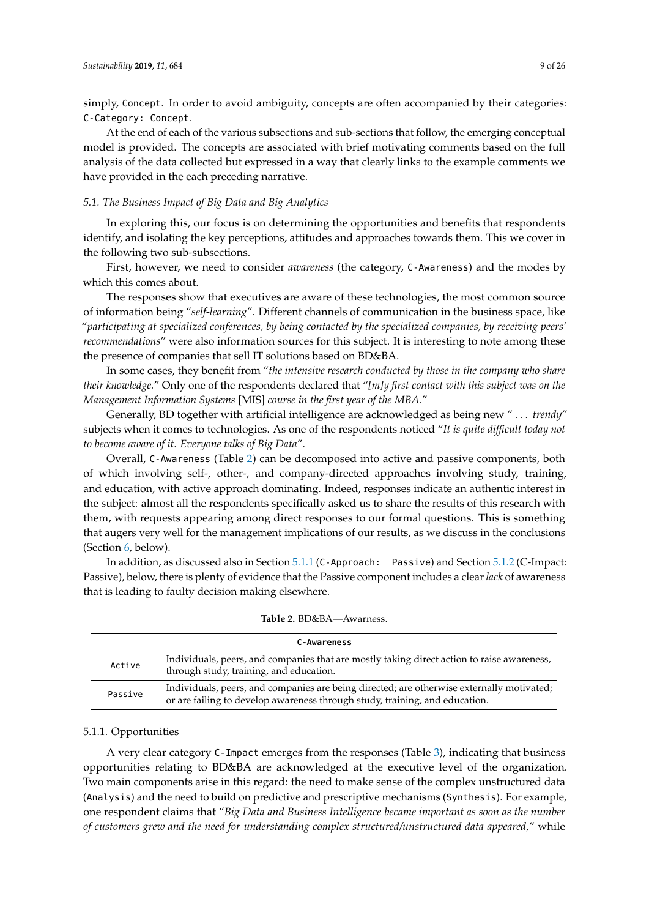simply, `Concept`. In order to avoid ambiguity, concepts are often accompanied by their categories: `C-Category: Concept`.

At the end of each of the various subsections and sub-sections that follow, the emerging conceptual model is provided. The concepts are associated with brief motivating comments based on the full analysis of the data collected but expressed in a way that clearly links to the example comments we have provided in the each preceding narrative.

### *5.1. The Business Impact of Big Data and Big Analytics*

In exploring this, our focus is on determining the opportunities and benefits that respondents identify, and isolating the key perceptions, attitudes and approaches towards them. This we cover in the following two sub-subsections.

First, however, we need to consider *awareness* (the category, `C-Awareness`) and the modes by which this comes about.

The responses show that executives are aware of these technologies, the most common source of information being "*self-learning*". Different channels of communication in the business space, like "*participating at specialized conferences, by being contacted by the specialized companies, by receiving peers' recommendations*" were also information sources for this subject. It is interesting to note among these the presence of companies that sell IT solutions based on BD&BA.

In some cases, they benefit from "*the intensive research conducted by those in the company who share their knowledge.*" Only one of the respondents declared that "*[m]y first contact with this subject was on the Management Information Systems* [MIS] *course in the first year of the MBA.*"

Generally, BD together with artificial intelligence are acknowledged as being new " ... *trendy*" subjects when it comes to technologies. As one of the respondents noticed "*It is quite difficult today not to become aware of it. Everyone talks of Big Data*".

Overall, `C-Awareness` (Table 2) can be decomposed into active and passive components, both of which involving self-, other-, and company-directed approaches involving study, training, and education, with active approach dominating. Indeed, responses indicate an authentic interest in the subject: almost all the respondents specifically asked us to share the results of this research with them, with requests appearing among direct responses to our formal questions. This is something that augers very well for the management implications of our results, as we discuss in the conclusions (Section 6, below).

In addition, as discussed also in Section 5.1.1 (`C-Approach: Passive`) and Section 5.1.2 (C-Impact: Passive), below, there is plenty of evidence that the Passive component includes a clear *lack* of awareness that is leading to faulty decision making elsewhere.

**Table 2.** BD&BA—Awarness.

| **C-Awareness** | |
|---|---|
| `Active` | Individuals, peers, and companies that are mostly taking direct action to raise awareness, through study, training, and education. |
| `Passive` | Individuals, peers, and companies are being directed; are otherwise externally motivated; or are failing to develop awareness through study, training, and education. |

#### 5.1.1. Opportunities

A very clear category `C-Impact` emerges from the responses (Table 3), indicating that business opportunities relating to BD&BA are acknowledged at the executive level of the organization. Two main components arise in this regard: the need to make sense of the complex unstructured data (`Analysis`) and the need to build on predictive and prescriptive mechanisms (`Synthesis`). For example, one respondent claims that "*Big Data and Business Intelligence became important as soon as the number of customers grew and the need for understanding complex structured/unstructured data appeared,*" while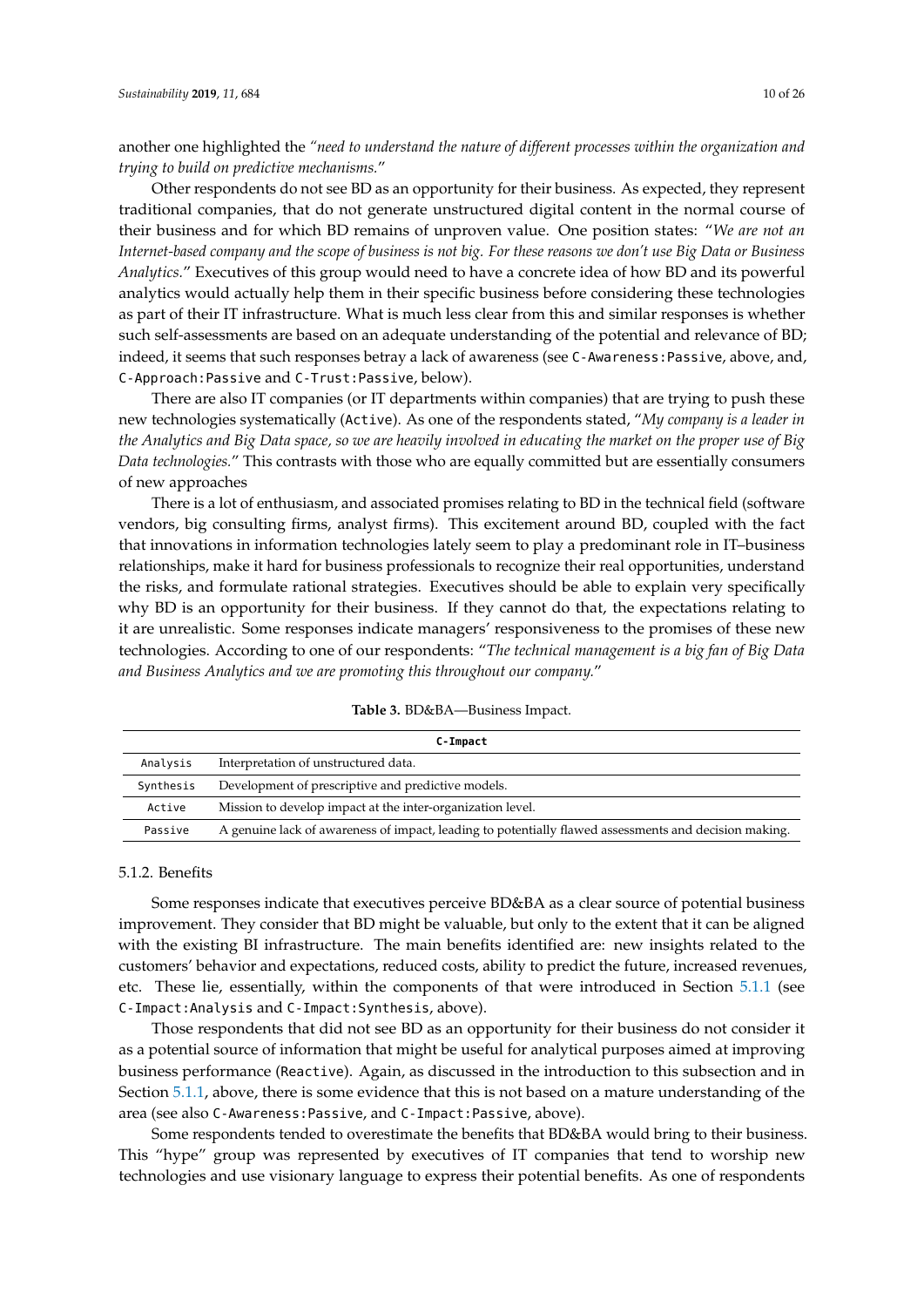another one highlighted the *"need to understand the nature of different processes within the organization and trying to build on predictive mechanisms."*

Other respondents do not see BD as an opportunity for their business. As expected, they represent traditional companies, that do not generate unstructured digital content in the normal course of their business and for which BD remains of unproven value. One position states: "*We are not an Internet-based company and the scope of business is not big. For these reasons we don't use Big Data or Business Analytics.*" Executives of this group would need to have a concrete idea of how BD and its powerful analytics would actually help them in their specific business before considering these technologies as part of their IT infrastructure. What is much less clear from this and similar responses is whether such self-assessments are based on an adequate understanding of the potential and relevance of BD; indeed, it seems that such responses betray a lack of awareness (see `C-Awareness:Passive`, above, and, `C-Approach:Passive` and `C-Trust:Passive`, below).

There are also IT companies (or IT departments within companies) that are trying to push these new technologies systematically (`Active`). As one of the respondents stated, "*My company is a leader in the Analytics and Big Data space, so we are heavily involved in educating the market on the proper use of Big Data technologies.*" This contrasts with those who are equally committed but are essentially consumers of new approaches

There is a lot of enthusiasm, and associated promises relating to BD in the technical field (software vendors, big consulting firms, analyst firms). This excitement around BD, coupled with the fact that innovations in information technologies lately seem to play a predominant role in IT–business relationships, make it hard for business professionals to recognize their real opportunities, understand the risks, and formulate rational strategies. Executives should be able to explain very specifically why BD is an opportunity for their business. If they cannot do that, the expectations relating to it are unrealistic. Some responses indicate managers' responsiveness to the promises of these new technologies. According to one of our respondents: "*The technical management is a big fan of Big Data and Business Analytics and we are promoting this throughout our company.*"

**Table 3.** BD&BA—Business Impact.

| `C-Impact` | |
|---|---|
| `Analysis` | Interpretation of unstructured data. |
| `Synthesis` | Development of prescriptive and predictive models. |
| `Active` | Mission to develop impact at the inter-organization level. |
| `Passive` | A genuine lack of awareness of impact, leading to potentially flawed assessments and decision making. |

5.1.2. Benefits

Some responses indicate that executives perceive BD&BA as a clear source of potential business improvement. They consider that BD might be valuable, but only to the extent that it can be aligned with the existing BI infrastructure. The main benefits identified are: new insights related to the customers' behavior and expectations, reduced costs, ability to predict the future, increased revenues, etc. These lie, essentially, within the components of that were introduced in Section 5.1.1 (see `C-Impact:Analysis` and `C-Impact:Synthesis`, above).

Those respondents that did not see BD as an opportunity for their business do not consider it as a potential source of information that might be useful for analytical purposes aimed at improving business performance (`Reactive`). Again, as discussed in the introduction to this subsection and in Section 5.1.1, above, there is some evidence that this is not based on a mature understanding of the area (see also `C-Awareness:Passive`, and `C-Impact:Passive`, above).

Some respondents tended to overestimate the benefits that BD&BA would bring to their business. This "hype" group was represented by executives of IT companies that tend to worship new technologies and use visionary language to express their potential benefits. As one of respondents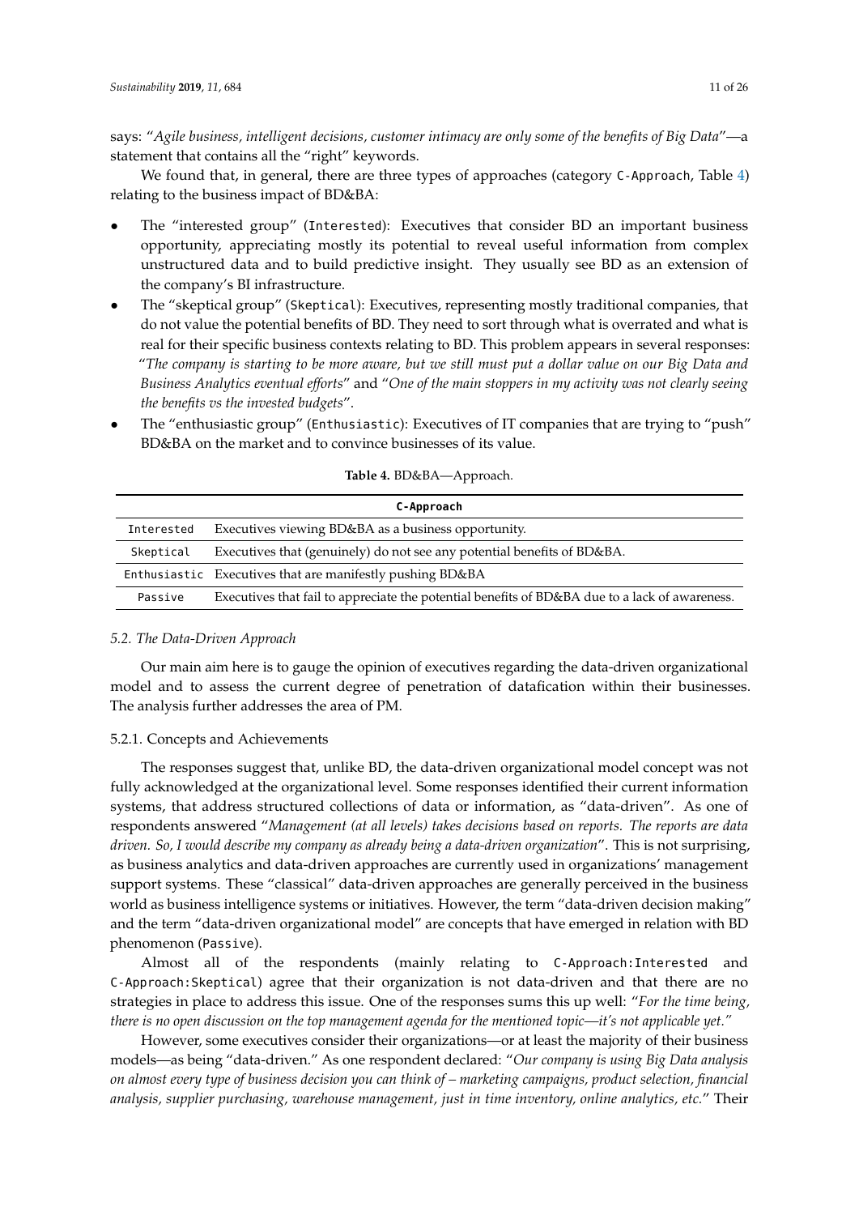says: "*Agile business, intelligent decisions, customer intimacy are only some of the benefits of Big Data*"—a statement that contains all the "right" keywords.

We found that, in general, there are three types of approaches (category `C-Approach`, Table 4) relating to the business impact of BD&BA:

- The "interested group" (`Interested`): Executives that consider BD an important business opportunity, appreciating mostly its potential to reveal useful information from complex unstructured data and to build predictive insight. They usually see BD as an extension of the company's BI infrastructure.
- The "skeptical group" (`Skeptical`): Executives, representing mostly traditional companies, that do not value the potential benefits of BD. They need to sort through what is overrated and what is real for their specific business contexts relating to BD. This problem appears in several responses: "*The company is starting to be more aware, but we still must put a dollar value on our Big Data and Business Analytics eventual efforts*" and "*One of the main stoppers in my activity was not clearly seeing the benefits vs the invested budgets*".
- The "enthusiastic group" (`Enthusiastic`): Executives of IT companies that are trying to "push" BD&BA on the market and to convince businesses of its value.

**Table 4.** BD&BA—Approach.

| **C-Approach** | |
|---|---|
| `Interested` | Executives viewing BD&BA as a business opportunity. |
| `Skeptical` | Executives that (genuinely) do not see any potential benefits of BD&BA. |
| `Enthusiastic` | Executives that are manifestly pushing BD&BA |
| `Passive` | Executives that fail to appreciate the potential benefits of BD&BA due to a lack of awareness. |

### *5.2. The Data-Driven Approach*

Our main aim here is to gauge the opinion of executives regarding the data-driven organizational model and to assess the current degree of penetration of datafication within their businesses. The analysis further addresses the area of PM.

#### 5.2.1. Concepts and Achievements

The responses suggest that, unlike BD, the data-driven organizational model concept was not fully acknowledged at the organizational level. Some responses identified their current information systems, that address structured collections of data or information, as "data-driven". As one of respondents answered "*Management (at all levels) takes decisions based on reports. The reports are data driven. So, I would describe my company as already being a data-driven organization*". This is not surprising, as business analytics and data-driven approaches are currently used in organizations' management support systems. These "classical" data-driven approaches are generally perceived in the business world as business intelligence systems or initiatives. However, the term "data-driven decision making" and the term "data-driven organizational model" are concepts that have emerged in relation with BD phenomenon (`Passive`).

Almost all of the respondents (mainly relating to `C-Approach:Interested` and `C-Approach:Skeptical`) agree that their organization is not data-driven and that there are no strategies in place to address this issue. One of the responses sums this up well: "*For the time being, there is no open discussion on the top management agenda for the mentioned topic—it's not applicable yet.*"

However, some executives consider their organizations—or at least the majority of their business models—as being "data-driven." As one respondent declared: "*Our company is using Big Data analysis on almost every type of business decision you can think of – marketing campaigns, product selection, financial analysis, supplier purchasing, warehouse management, just in time inventory, online analytics, etc.*" Their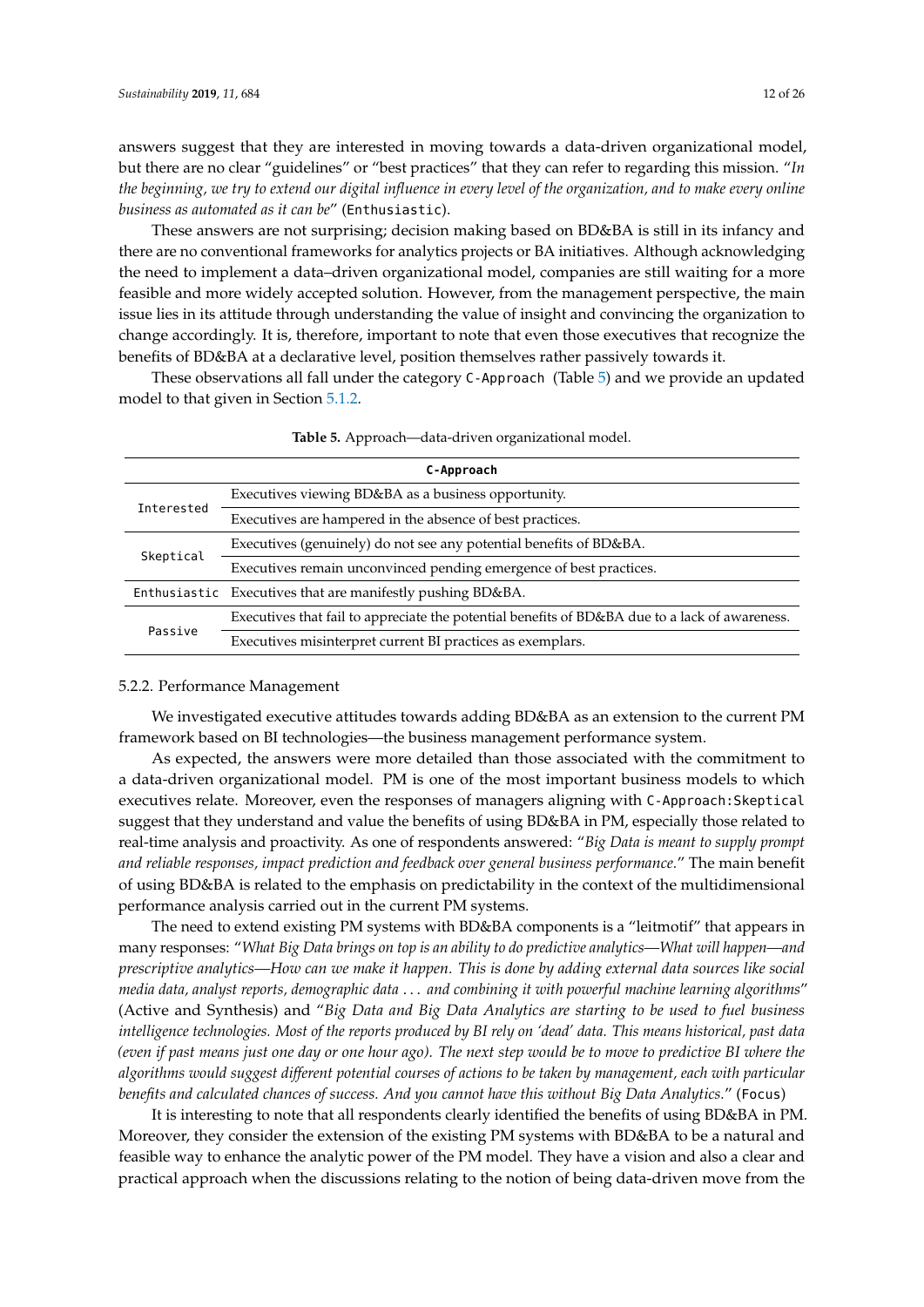answers suggest that they are interested in moving towards a data-driven organizational model, but there are no clear "guidelines" or "best practices" that they can refer to regarding this mission. "*In the beginning, we try to extend our digital influence in every level of the organization, and to make every online business as automated as it can be*" (`Enthusiastic`).

These answers are not surprising; decision making based on BD&BA is still in its infancy and there are no conventional frameworks for analytics projects or BA initiatives. Although acknowledging the need to implement a data–driven organizational model, companies are still waiting for a more feasible and more widely accepted solution. However, from the management perspective, the main issue lies in its attitude through understanding the value of insight and convincing the organization to change accordingly. It is, therefore, important to note that even those executives that recognize the benefits of BD&BA at a declarative level, position themselves rather passively towards it.

These observations all fall under the category `C-Approach` (Table 5) and we provide an updated model to that given in Section 5.1.2.

**Table 5.** Approach—data-driven organizational model.

| **C-Approach** | |
|---|---|
| Interested | Executives viewing BD&BA as a business opportunity. |
| | Executives are hampered in the absence of best practices. |
| Skeptical | Executives (genuinely) do not see any potential benefits of BD&BA. |
| | Executives remain unconvinced pending emergence of best practices. |
| Enthusiastic | Executives that are manifestly pushing BD&BA. |
| Passive | Executives that fail to appreciate the potential benefits of BD&BA due to a lack of awareness. |
| | Executives misinterpret current BI practices as exemplars. |

#### 5.2.2. Performance Management

We investigated executive attitudes towards adding BD&BA as an extension to the current PM framework based on BI technologies—the business management performance system.

As expected, the answers were more detailed than those associated with the commitment to a data-driven organizational model. PM is one of the most important business models to which executives relate. Moreover, even the responses of managers aligning with `C-Approach:Skeptical` suggest that they understand and value the benefits of using BD&BA in PM, especially those related to real-time analysis and proactivity. As one of respondents answered: "*Big Data is meant to supply prompt and reliable responses, impact prediction and feedback over general business performance.*" The main benefit of using BD&BA is related to the emphasis on predictability in the context of the multidimensional performance analysis carried out in the current PM systems.

The need to extend existing PM systems with BD&BA components is a "leitmotif" that appears in many responses: "*What Big Data brings on top is an ability to do predictive analytics—What will happen—and prescriptive analytics—How can we make it happen. This is done by adding external data sources like social media data, analyst reports, demographic data . . . and combining it with powerful machine learning algorithms*" (Active and Synthesis) and "*Big Data and Big Data Analytics are starting to be used to fuel business intelligence technologies. Most of the reports produced by BI rely on 'dead' data. This means historical, past data (even if past means just one day or one hour ago). The next step would be to move to predictive BI where the algorithms would suggest different potential courses of actions to be taken by management, each with particular benefits and calculated chances of success. And you cannot have this without Big Data Analytics.*" (`Focus`)

It is interesting to note that all respondents clearly identified the benefits of using BD&BA in PM. Moreover, they consider the extension of the existing PM systems with BD&BA to be a natural and feasible way to enhance the analytic power of the PM model. They have a vision and also a clear and practical approach when the discussions relating to the notion of being data-driven move from the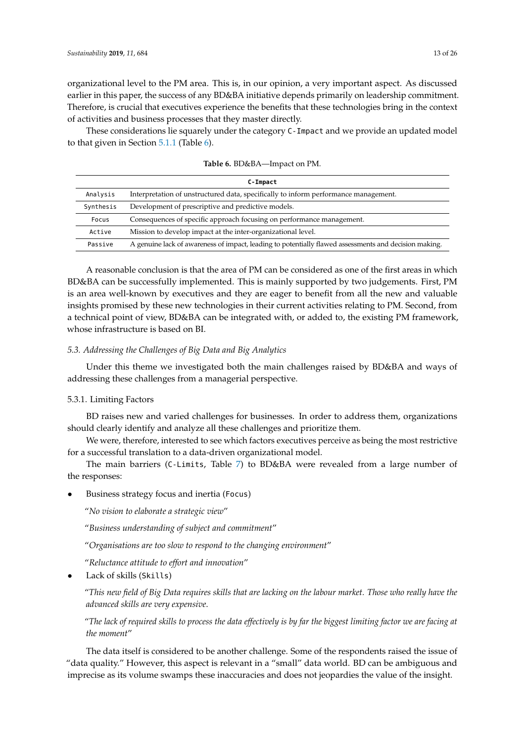organizational level to the PM area. This is, in our opinion, a very important aspect. As discussed earlier in this paper, the success of any BD&BA initiative depends primarily on leadership commitment. Therefore, is crucial that executives experience the benefits that these technologies bring in the context of activities and business processes that they master directly.

These considerations lie squarely under the category `C-Impact` and we provide an updated model to that given in Section 5.1.1 (Table 6).

**Table 6.** BD&BA—Impact on PM.

| `C-Impact` | |
|---|---|
| `Analysis` | Interpretation of unstructured data, specifically to inform performance management. |
| `Synthesis` | Development of prescriptive and predictive models. |
| `Focus` | Consequences of specific approach focusing on performance management. |
| `Active` | Mission to develop impact at the inter-organizational level. |
| `Passive` | A genuine lack of awareness of impact, leading to potentially flawed assessments and decision making. |

A reasonable conclusion is that the area of PM can be considered as one of the first areas in which BD&BA can be successfully implemented. This is mainly supported by two judgements. First, PM is an area well-known by executives and they are eager to benefit from all the new and valuable insights promised by these new technologies in their current activities relating to PM. Second, from a technical point of view, BD&BA can be integrated with, or added to, the existing PM framework, whose infrastructure is based on BI.

### *5.3. Addressing the Challenges of Big Data and Big Analytics*

Under this theme we investigated both the main challenges raised by BD&BA and ways of addressing these challenges from a managerial perspective.

#### 5.3.1. Limiting Factors

BD raises new and varied challenges for businesses. In order to address them, organizations should clearly identify and analyze all these challenges and prioritize them.

We were, therefore, interested to see which factors executives perceive as being the most restrictive for a successful translation to a data-driven organizational model.

The main barriers (`C-Limits`, Table 7) to BD&BA were revealed from a large number of the responses:

- Business strategy focus and inertia (`Focus`)

  "*No vision to elaborate a strategic view*"

  "*Business understanding of subject and commitment*"

  "*Organisations are too slow to respond to the changing environment*"

  "*Reluctance attitude to effort and innovation*"

- Lack of skills (`Skills`)

  "*This new field of Big Data requires skills that are lacking on the labour market. Those who really have the advanced skills are very expensive.*

  "*The lack of required skills to process the data effectively is by far the biggest limiting factor we are facing at the moment*"

The data itself is considered to be another challenge. Some of the respondents raised the issue of "data quality." However, this aspect is relevant in a "small" data world. BD can be ambiguous and imprecise as its volume swamps these inaccuracies and does not jeopardies the value of the insight.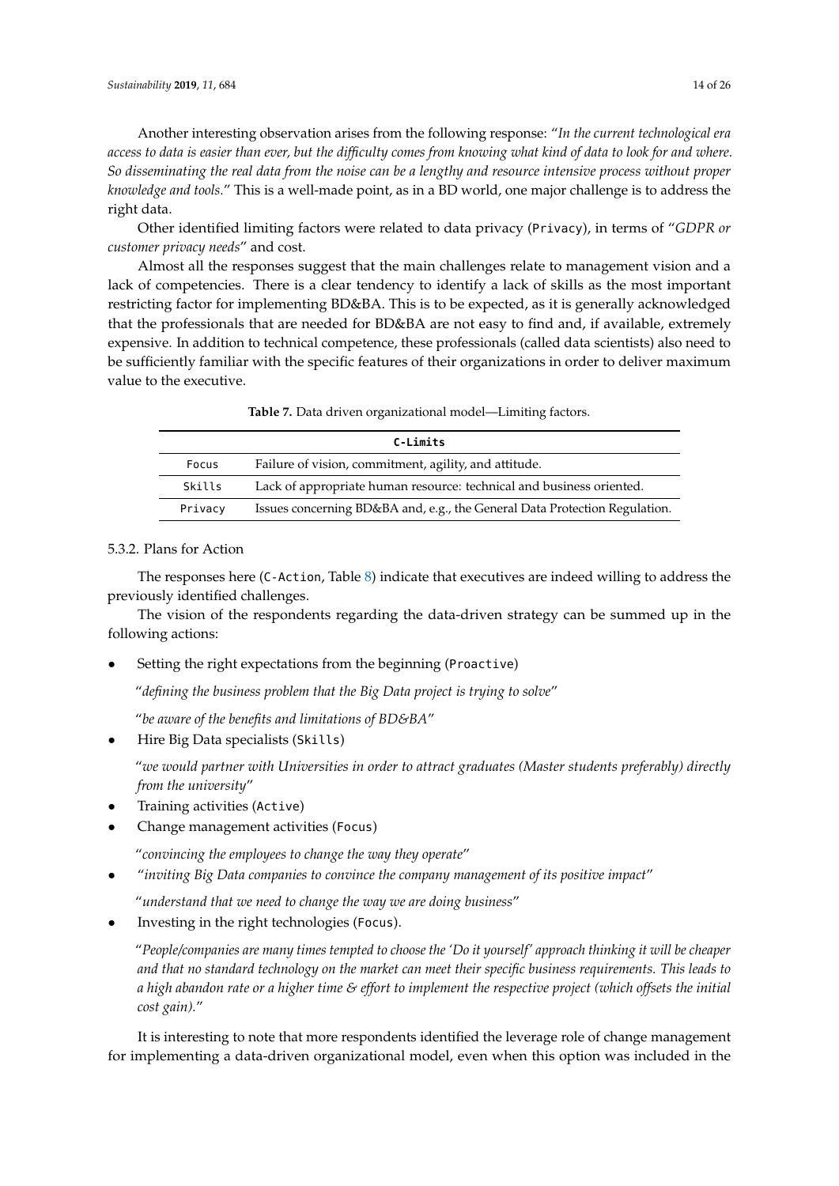Another interesting observation arises from the following response: "*In the current technological era access to data is easier than ever, but the difficulty comes from knowing what kind of data to look for and where. So disseminating the real data from the noise can be a lengthy and resource intensive process without proper knowledge and tools.*" This is a well-made point, as in a BD world, one major challenge is to address the right data.

Other identified limiting factors were related to data privacy (`Privacy`), in terms of "*GDPR or customer privacy needs*" and cost.

Almost all the responses suggest that the main challenges relate to management vision and a lack of competencies. There is a clear tendency to identify a lack of skills as the most important restricting factor for implementing BD&BA. This is to be expected, as it is generally acknowledged that the professionals that are needed for BD&BA are not easy to find and, if available, extremely expensive. In addition to technical competence, these professionals (called data scientists) also need to be sufficiently familiar with the specific features of their organizations in order to deliver maximum value to the executive.

**Table 7.** Data driven organizational model—Limiting factors.

| **C-Limits** | |
|---|---|
| Focus | Failure of vision, commitment, agility, and attitude. |
| Skills | Lack of appropriate human resource: technical and business oriented. |
| Privacy | Issues concerning BD&BA and, e.g., the General Data Protection Regulation. |

#### 5.3.2. Plans for Action

The responses here (`C-Action`, Table 8) indicate that executives are indeed willing to address the previously identified challenges.

The vision of the respondents regarding the data-driven strategy can be summed up in the following actions:

- Setting the right expectations from the beginning (`Proactive`)

  "*defining the business problem that the Big Data project is trying to solve*"

  "*be aware of the benefits and limitations of BD&BA*"

- Hire Big Data specialists (`Skills`)

  "*we would partner with Universities in order to attract graduates (Master students preferably) directly from the university*"

- Training activities (`Active`)
- Change management activities (`Focus`)

  "*convincing the employees to change the way they operate*"

- "*inviting Big Data companies to convince the company management of its positive impact*"

  "*understand that we need to change the way we are doing business*"

- Investing in the right technologies (`Focus`).

  "*People/companies are many times tempted to choose the 'Do it yourself' approach thinking it will be cheaper and that no standard technology on the market can meet their specific business requirements. This leads to a high abandon rate or a higher time & effort to implement the respective project (which offsets the initial cost gain).*"

It is interesting to note that more respondents identified the leverage role of change management for implementing a data-driven organizational model, even when this option was included in the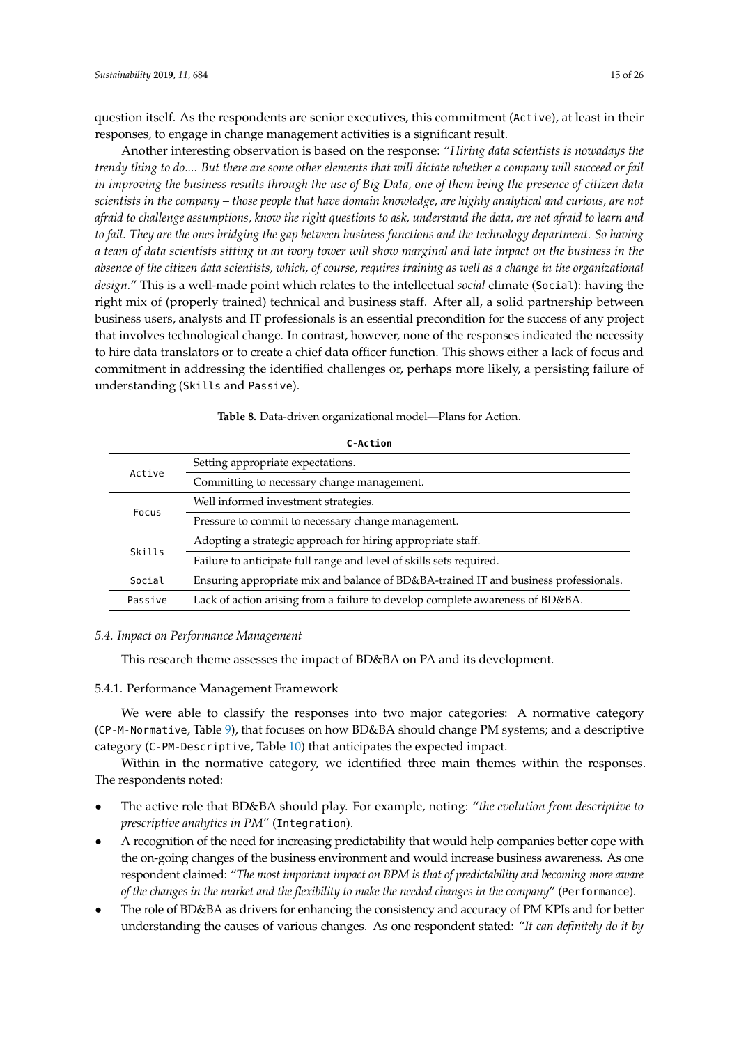question itself. As the respondents are senior executives, this commitment (`Active`), at least in their responses, to engage in change management activities is a significant result.

Another interesting observation is based on the response: "*Hiring data scientists is nowadays the trendy thing to do.... But there are some other elements that will dictate whether a company will succeed or fail in improving the business results through the use of Big Data, one of them being the presence of citizen data scientists in the company – those people that have domain knowledge, are highly analytical and curious, are not afraid to challenge assumptions, know the right questions to ask, understand the data, are not afraid to learn and to fail. They are the ones bridging the gap between business functions and the technology department. So having a team of data scientists sitting in an ivory tower will show marginal and late impact on the business in the absence of the citizen data scientists, which, of course, requires training as well as a change in the organizational design*." This is a well-made point which relates to the intellectual *social* climate (`Social`): having the right mix of (properly trained) technical and business staff. After all, a solid partnership between business users, analysts and IT professionals is an essential precondition for the success of any project that involves technological change. In contrast, however, none of the responses indicated the necessity to hire data translators or to create a chief data officer function. This shows either a lack of focus and commitment in addressing the identified challenges or, perhaps more likely, a persisting failure of understanding (`Skills` and `Passive`).

**Table 8.** Data-driven organizational model—Plans for Action.

| **C-Action** | |
|---|---|
| `Active` | Setting appropriate expectations. |
| | Committing to necessary change management. |
| `Focus` | Well informed investment strategies. |
| | Pressure to commit to necessary change management. |
| `Skills` | Adopting a strategic approach for hiring appropriate staff. |
| | Failure to anticipate full range and level of skills sets required. |
| `Social` | Ensuring appropriate mix and balance of BD&BA-trained IT and business professionals. |
| `Passive` | Lack of action arising from a failure to develop complete awareness of BD&BA. |

### *5.4. Impact on Performance Management*

This research theme assesses the impact of BD&BA on PA and its development.

#### 5.4.1. Performance Management Framework

We were able to classify the responses into two major categories: A normative category (`CP-M-Normative`, Table 9), that focuses on how BD&BA should change PM systems; and a descriptive category (`C-PM-Descriptive`, Table 10) that anticipates the expected impact.

Within in the normative category, we identified three main themes within the responses. The respondents noted:

- The active role that BD&BA should play. For example, noting: "*the evolution from descriptive to prescriptive analytics in PM*" (`Integration`).
- A recognition of the need for increasing predictability that would help companies better cope with the on-going changes of the business environment and would increase business awareness. As one respondent claimed: "*The most important impact on BPM is that of predictability and becoming more aware of the changes in the market and the flexibility to make the needed changes in the company*" (`Performance`).
- The role of BD&BA as drivers for enhancing the consistency and accuracy of PM KPIs and for better understanding the causes of various changes. As one respondent stated: "*It can definitely do it by*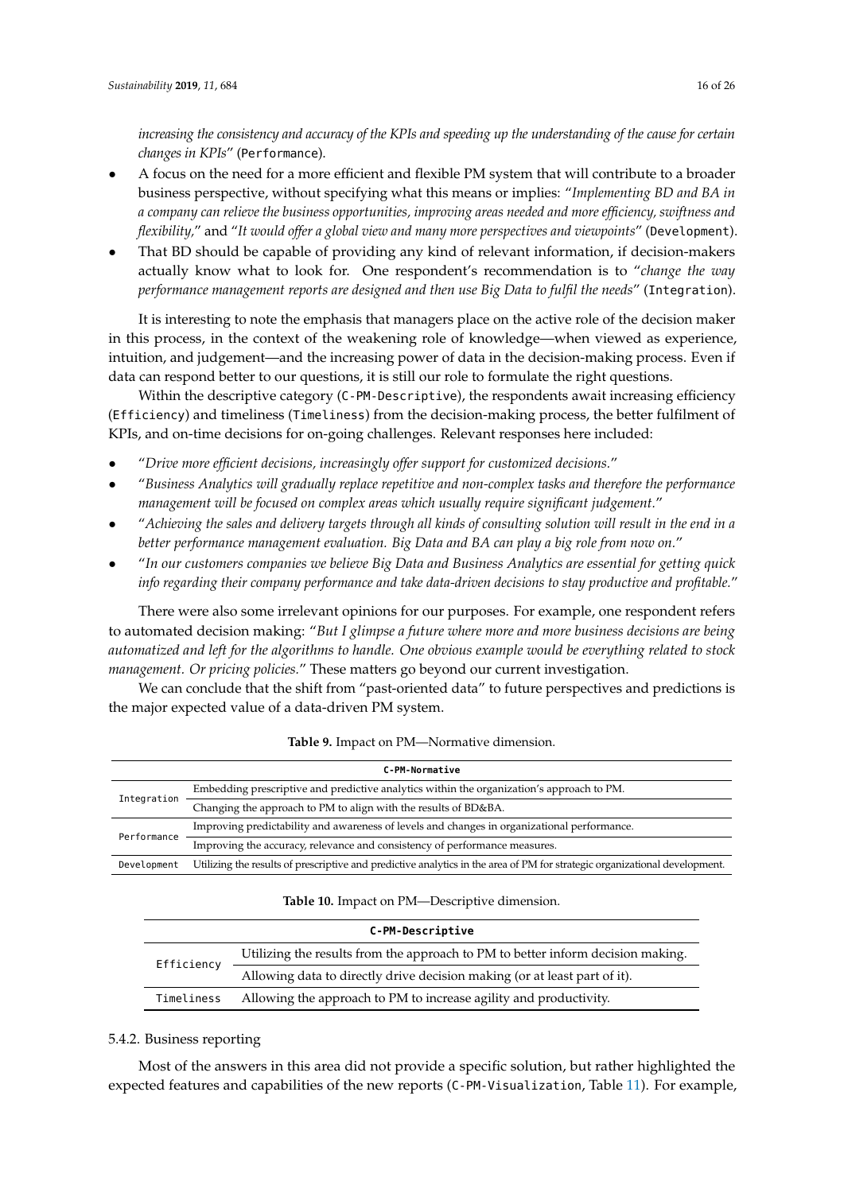*increasing the consistency and accuracy of the KPIs and speeding up the understanding of the cause for certain changes in KPIs*" (`Performance`).

- A focus on the need for a more efficient and flexible PM system that will contribute to a broader business perspective, without specifying what this means or implies: "*Implementing BD and BA in a company can relieve the business opportunities, improving areas needed and more efficiency, swiftness and flexibility,*" and "*It would offer a global view and many more perspectives and viewpoints*" (`Development`).
- That BD should be capable of providing any kind of relevant information, if decision-makers actually know what to look for. One respondent's recommendation is to "*change the way performance management reports are designed and then use Big Data to fulfil the needs*" (`Integration`).

It is interesting to note the emphasis that managers place on the active role of the decision maker in this process, in the context of the weakening role of knowledge—when viewed as experience, intuition, and judgement—and the increasing power of data in the decision-making process. Even if data can respond better to our questions, it is still our role to formulate the right questions.

Within the descriptive category (`C-PM-Descriptive`), the respondents await increasing efficiency (`Efficiency`) and timeliness (`Timeliness`) from the decision-making process, the better fulfilment of KPIs, and on-time decisions for on-going challenges. Relevant responses here included:

- "*Drive more efficient decisions, increasingly offer support for customized decisions.*"
- "*Business Analytics will gradually replace repetitive and non-complex tasks and therefore the performance management will be focused on complex areas which usually require significant judgement.*"
- "*Achieving the sales and delivery targets through all kinds of consulting solution will result in the end in a better performance management evaluation. Big Data and BA can play a big role from now on.*"
- "*In our customers companies we believe Big Data and Business Analytics are essential for getting quick info regarding their company performance and take data-driven decisions to stay productive and profitable.*"

There were also some irrelevant opinions for our purposes. For example, one respondent refers to automated decision making: "*But I glimpse a future where more and more business decisions are being automatized and left for the algorithms to handle. One obvious example would be everything related to stock management. Or pricing policies.*" These matters go beyond our current investigation.

We can conclude that the shift from "past-oriented data" to future perspectives and predictions is the major expected value of a data-driven PM system.

**Table 9.** Impact on PM—Normative dimension.

| **C-PM-Normative** | |
|---|---|
| Integration | Embedding prescriptive and predictive analytics within the organization's approach to PM. |
| | Changing the approach to PM to align with the results of BD&BA. |
| Performance | Improving predictability and awareness of levels and changes in organizational performance. |
| | Improving the accuracy, relevance and consistency of performance measures. |
| Development | Utilizing the results of prescriptive and predictive analytics in the area of PM for strategic organizational development. |

**Table 10.** Impact on PM—Descriptive dimension.

| **C-PM-Descriptive** | |
|---|---|
| Efficiency | Utilizing the results from the approach to PM to better inform decision making. |
| | Allowing data to directly drive decision making (or at least part of it). |
| Timeliness | Allowing the approach to PM to increase agility and productivity. |

#### 5.4.2. Business reporting

Most of the answers in this area did not provide a specific solution, but rather highlighted the expected features and capabilities of the new reports (`C-PM-Visualization`, Table 11). For example,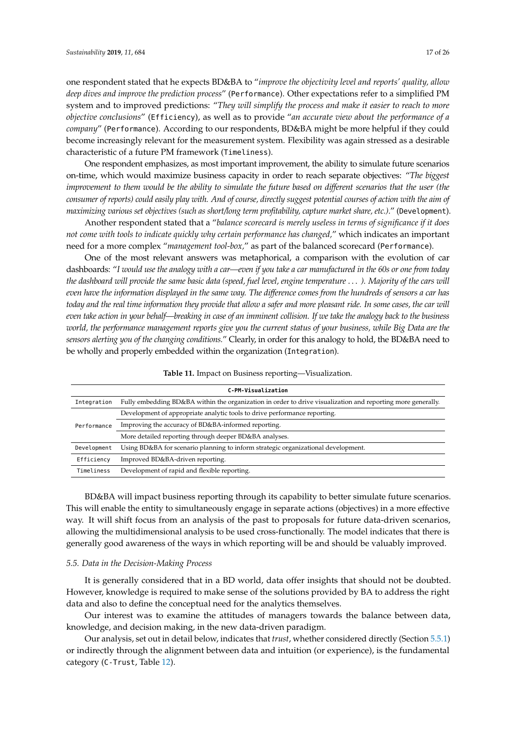one respondent stated that he expects BD&BA to "*improve the objectivity level and reports' quality, allow deep dives and improve the prediction process*" (`Performance`). Other expectations refer to a simplified PM system and to improved predictions: "*They will simplify the process and make it easier to reach to more objective conclusions*" (`Efficiency`), as well as to provide "*an accurate view about the performance of a company*" (`Performance`). According to our respondents, BD&BA might be more helpful if they could become increasingly relevant for the measurement system. Flexibility was again stressed as a desirable characteristic of a future PM framework (`Timeliness`).

One respondent emphasizes, as most important improvement, the ability to simulate future scenarios on-time, which would maximize business capacity in order to reach separate objectives: "*The biggest improvement to them would be the ability to simulate the future based on different scenarios that the user (the consumer of reports) could easily play with. And of course, directly suggest potential courses of action with the aim of maximizing various set objectives (such as short/long term profitability, capture market share, etc.).*" (`Development`).

Another respondent stated that a "*balance scorecard is merely useless in terms of significance if it does not come with tools to indicate quickly why certain performance has changed,*" which indicates an important need for a more complex "*management tool-box,*" as part of the balanced scorecard (`Performance`).

One of the most relevant answers was metaphorical, a comparison with the evolution of car dashboards: "*I would use the analogy with a car—even if you take a car manufactured in the 60s or one from today the dashboard will provide the same basic data (speed, fuel level, engine temperature . . . ). Majority of the cars will even have the information displayed in the same way. The difference comes from the hundreds of sensors a car has today and the real time information they provide that allow a safer and more pleasant ride. In some cases, the car will even take action in your behalf—breaking in case of an imminent collision. If we take the analogy back to the business world, the performance management reports give you the current status of your business, while Big Data are the sensors alerting you of the changing conditions.*" Clearly, in order for this analogy to hold, the BD&BA need to be wholly and properly embedded within the organization (`Integration`).

**Table 11.** Impact on Business reporting—Visualization.

| C-PM-Visualization | |
|---|---|
| `Integration` | Fully embedding BD&BA within the organization in order to drive visualization and reporting more generally. |
| `Performance` | Development of appropriate analytic tools to drive performance reporting. |
| | Improving the accuracy of BD&BA-informed reporting. |
| | More detailed reporting through deeper BD&BA analyses. |
| `Development` | Using BD&BA for scenario planning to inform strategic organizational development. |
| `Efficiency` | Improved BD&BA-driven reporting. |
| `Timeliness` | Development of rapid and flexible reporting. |

BD&BA will impact business reporting through its capability to better simulate future scenarios. This will enable the entity to simultaneously engage in separate actions (objectives) in a more effective way. It will shift focus from an analysis of the past to proposals for future data-driven scenarios, allowing the multidimensional analysis to be used cross-functionally. The model indicates that there is generally good awareness of the ways in which reporting will be and should be valuably improved.

### 5.5. Data in the Decision-Making Process

It is generally considered that in a BD world, data offer insights that should not be doubted. However, knowledge is required to make sense of the solutions provided by BA to address the right data and also to define the conceptual need for the analytics themselves.

Our interest was to examine the attitudes of managers towards the balance between data, knowledge, and decision making, in the new data-driven paradigm.

Our analysis, set out in detail below, indicates that *trust*, whether considered directly (Section 5.5.1) or indirectly through the alignment between data and intuition (or experience), is the fundamental category (`C-Trust`, Table 12).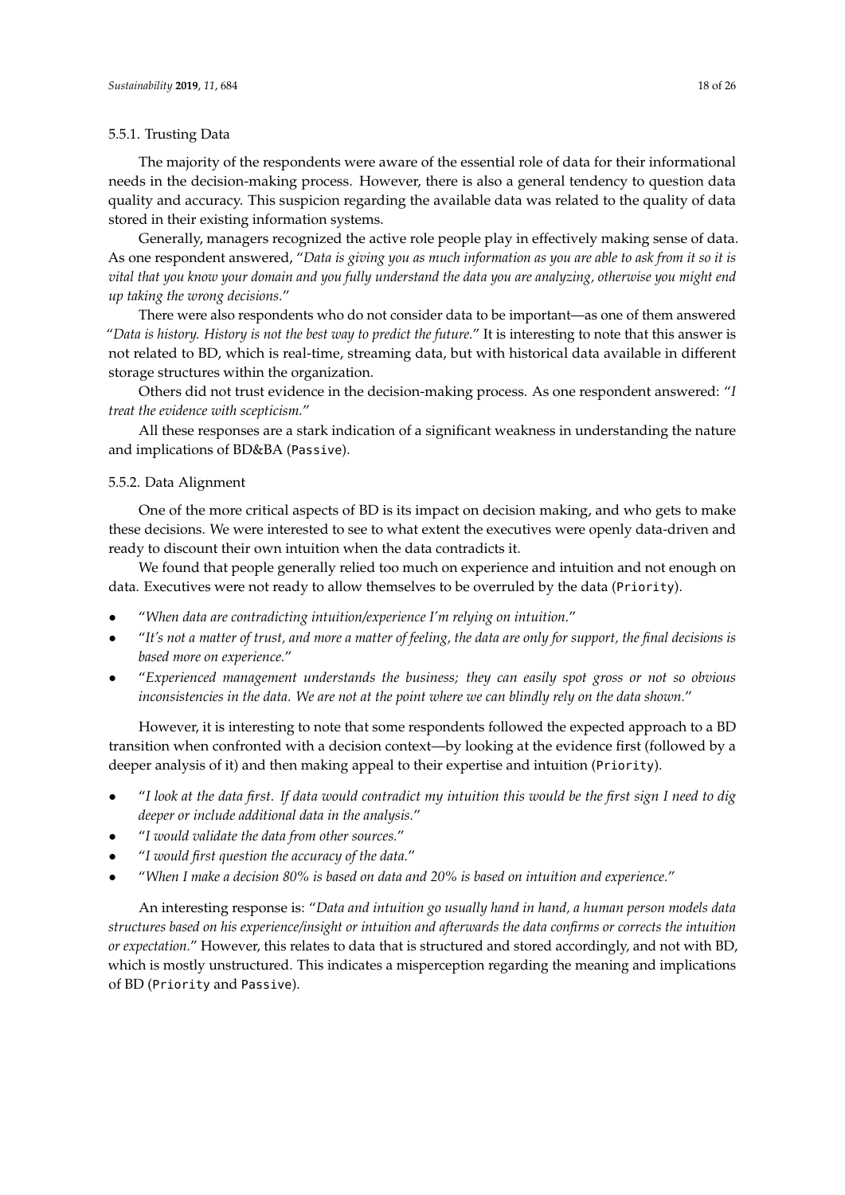#### 5.5.1. Trusting Data

The majority of the respondents were aware of the essential role of data for their informational needs in the decision-making process. However, there is also a general tendency to question data quality and accuracy. This suspicion regarding the available data was related to the quality of data stored in their existing information systems.

Generally, managers recognized the active role people play in effectively making sense of data. As one respondent answered, "*Data is giving you as much information as you are able to ask from it so it is vital that you know your domain and you fully understand the data you are analyzing, otherwise you might end up taking the wrong decisions.*"

There were also respondents who do not consider data to be important—as one of them answered "*Data is history. History is not the best way to predict the future.*" It is interesting to note that this answer is not related to BD, which is real-time, streaming data, but with historical data available in different storage structures within the organization.

Others did not trust evidence in the decision-making process. As one respondent answered: "*I treat the evidence with scepticism.*"

All these responses are a stark indication of a significant weakness in understanding the nature and implications of BD&BA (`Passive`).

#### 5.5.2. Data Alignment

One of the more critical aspects of BD is its impact on decision making, and who gets to make these decisions. We were interested to see to what extent the executives were openly data-driven and ready to discount their own intuition when the data contradicts it.

We found that people generally relied too much on experience and intuition and not enough on data. Executives were not ready to allow themselves to be overruled by the data (`Priority`).

- "*When data are contradicting intuition/experience I'm relying on intuition.*"
- "*It's not a matter of trust, and more a matter of feeling, the data are only for support, the final decisions is based more on experience.*"
- "*Experienced management understands the business; they can easily spot gross or not so obvious inconsistencies in the data. We are not at the point where we can blindly rely on the data shown.*"

However, it is interesting to note that some respondents followed the expected approach to a BD transition when confronted with a decision context—by looking at the evidence first (followed by a deeper analysis of it) and then making appeal to their expertise and intuition (`Priority`).

- "*I look at the data first. If data would contradict my intuition this would be the first sign I need to dig deeper or include additional data in the analysis.*"
- "*I would validate the data from other sources.*"
- "*I would first question the accuracy of the data.*"
- "*When I make a decision 80% is based on data and 20% is based on intuition and experience.*"

An interesting response is: "*Data and intuition go usually hand in hand, a human person models data structures based on his experience/insight or intuition and afterwards the data confirms or corrects the intuition or expectation.*" However, this relates to data that is structured and stored accordingly, and not with BD, which is mostly unstructured. This indicates a misperception regarding the meaning and implications of BD (`Priority` and `Passive`).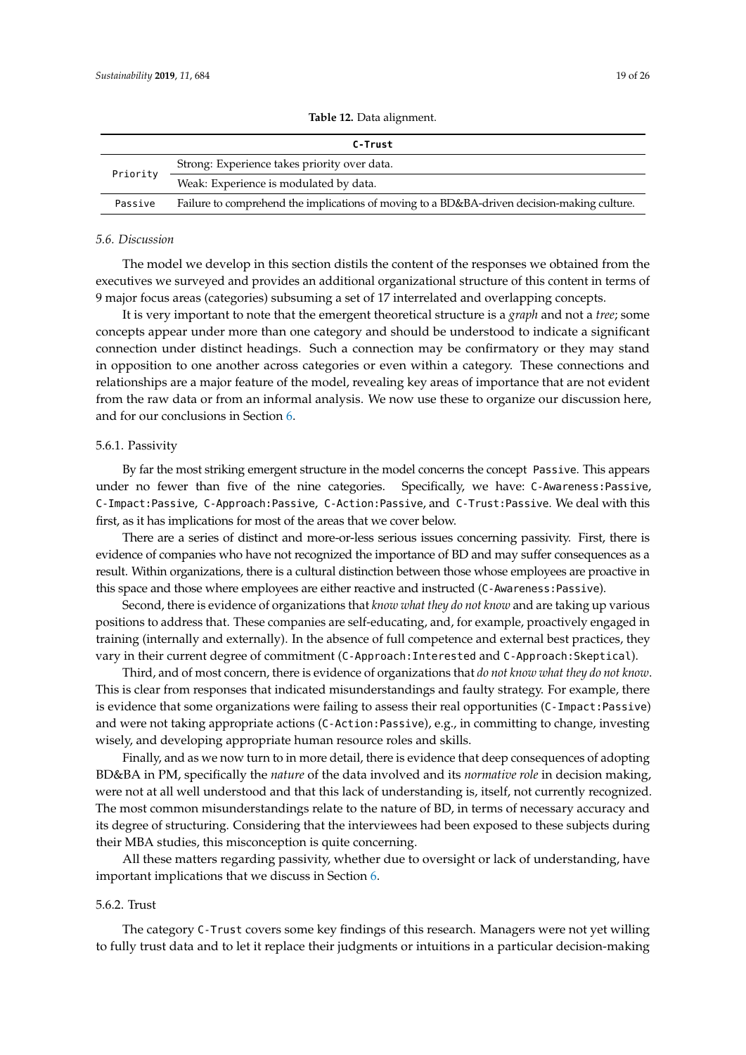**Table 12.** Data alignment.

| C-Trust | | |
|---|---|---|
| Priority | Strong: Experience takes priority over data. | |
| | Weak: Experience is modulated by data. | |
| Passive | Failure to comprehend the implications of moving to a BD&BA-driven decision-making culture. | |

### 5.6. Discussion

The model we develop in this section distils the content of the responses we obtained from the executives we surveyed and provides an additional organizational structure of this content in terms of 9 major focus areas (categories) subsuming a set of 17 interrelated and overlapping concepts.

It is very important to note that the emergent theoretical structure is a *graph* and not a *tree*; some concepts appear under more than one category and should be understood to indicate a significant connection under distinct headings. Such a connection may be confirmatory or they may stand in opposition to one another across categories or even within a category. These connections and relationships are a major feature of the model, revealing key areas of importance that are not evident from the raw data or from an informal analysis. We now use these to organize our discussion here, and for our conclusions in Section 6.

#### 5.6.1. Passivity

By far the most striking emergent structure in the model concerns the concept `Passive`. This appears under no fewer than five of the nine categories. Specifically, we have: `C-Awareness:Passive`, `C-Impact:Passive`, `C-Approach:Passive`, `C-Action:Passive`, and `C-Trust:Passive`. We deal with this first, as it has implications for most of the areas that we cover below.

There are a series of distinct and more-or-less serious issues concerning passivity. First, there is evidence of companies who have not recognized the importance of BD and may suffer consequences as a result. Within organizations, there is a cultural distinction between those whose employees are proactive in this space and those where employees are either reactive and instructed (`C-Awareness:Passive`).

Second, there is evidence of organizations that *know what they do not know* and are taking up various positions to address that. These companies are self-educating, and, for example, proactively engaged in training (internally and externally). In the absence of full competence and external best practices, they vary in their current degree of commitment (`C-Approach:Interested` and `C-Approach:Skeptical`).

Third, and of most concern, there is evidence of organizations that *do not know what they do not know*. This is clear from responses that indicated misunderstandings and faulty strategy. For example, there is evidence that some organizations were failing to assess their real opportunities (`C-Impact:Passive`) and were not taking appropriate actions (`C-Action:Passive`), e.g., in committing to change, investing wisely, and developing appropriate human resource roles and skills.

Finally, and as we now turn to in more detail, there is evidence that deep consequences of adopting BD&BA in PM, specifically the *nature* of the data involved and its *normative role* in decision making, were not at all well understood and that this lack of understanding is, itself, not currently recognized. The most common misunderstandings relate to the nature of BD, in terms of necessary accuracy and its degree of structuring. Considering that the interviewees had been exposed to these subjects during their MBA studies, this misconception is quite concerning.

All these matters regarding passivity, whether due to oversight or lack of understanding, have important implications that we discuss in Section 6.

#### 5.6.2. Trust

The category `C-Trust` covers some key findings of this research. Managers were not yet willing to fully trust data and to let it replace their judgments or intuitions in a particular decision-making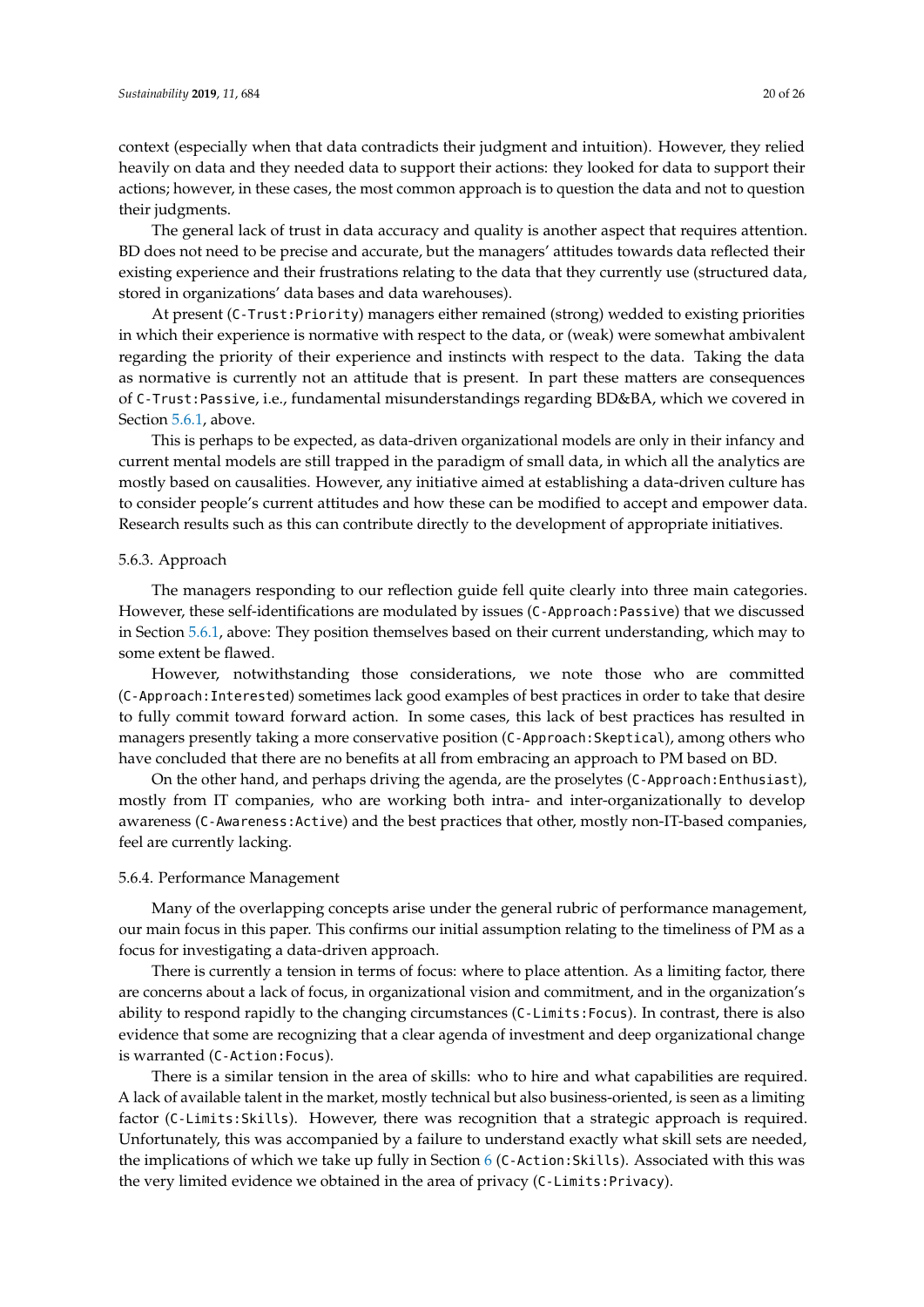context (especially when that data contradicts their judgment and intuition). However, they relied heavily on data and they needed data to support their actions: they looked for data to support their actions; however, in these cases, the most common approach is to question the data and not to question their judgments.

The general lack of trust in data accuracy and quality is another aspect that requires attention. BD does not need to be precise and accurate, but the managers' attitudes towards data reflected their existing experience and their frustrations relating to the data that they currently use (structured data, stored in organizations' data bases and data warehouses).

At present (`C-Trust:Priority`) managers either remained (strong) wedded to existing priorities in which their experience is normative with respect to the data, or (weak) were somewhat ambivalent regarding the priority of their experience and instincts with respect to the data. Taking the data as normative is currently not an attitude that is present. In part these matters are consequences of `C-Trust:Passive`, i.e., fundamental misunderstandings regarding BD&BA, which we covered in Section 5.6.1, above.

This is perhaps to be expected, as data-driven organizational models are only in their infancy and current mental models are still trapped in the paradigm of small data, in which all the analytics are mostly based on causalities. However, any initiative aimed at establishing a data-driven culture has to consider people's current attitudes and how these can be modified to accept and empower data. Research results such as this can contribute directly to the development of appropriate initiatives.

#### 5.6.3. Approach

The managers responding to our reflection guide fell quite clearly into three main categories. However, these self-identifications are modulated by issues (`C-Approach:Passive`) that we discussed in Section 5.6.1, above: They position themselves based on their current understanding, which may to some extent be flawed.

However, notwithstanding those considerations, we note those who are committed (`C-Approach:Interested`) sometimes lack good examples of best practices in order to take that desire to fully commit toward forward action. In some cases, this lack of best practices has resulted in managers presently taking a more conservative position (`C-Approach:Skeptical`), among others who have concluded that there are no benefits at all from embracing an approach to PM based on BD.

On the other hand, and perhaps driving the agenda, are the proselytes (`C-Approach:Enthusiast`), mostly from IT companies, who are working both intra- and inter-organizationally to develop awareness (`C-Awareness:Active`) and the best practices that other, mostly non-IT-based companies, feel are currently lacking.

#### 5.6.4. Performance Management

Many of the overlapping concepts arise under the general rubric of performance management, our main focus in this paper. This confirms our initial assumption relating to the timeliness of PM as a focus for investigating a data-driven approach.

There is currently a tension in terms of focus: where to place attention. As a limiting factor, there are concerns about a lack of focus, in organizational vision and commitment, and in the organization's ability to respond rapidly to the changing circumstances (`C-Limits:Focus`). In contrast, there is also evidence that some are recognizing that a clear agenda of investment and deep organizational change is warranted (`C-Action:Focus`).

There is a similar tension in the area of skills: who to hire and what capabilities are required. A lack of available talent in the market, mostly technical but also business-oriented, is seen as a limiting factor (`C-Limits:Skills`). However, there was recognition that a strategic approach is required. Unfortunately, this was accompanied by a failure to understand exactly what skill sets are needed, the implications of which we take up fully in Section 6 (`C-Action:Skills`). Associated with this was the very limited evidence we obtained in the area of privacy (`C-Limits:Privacy`).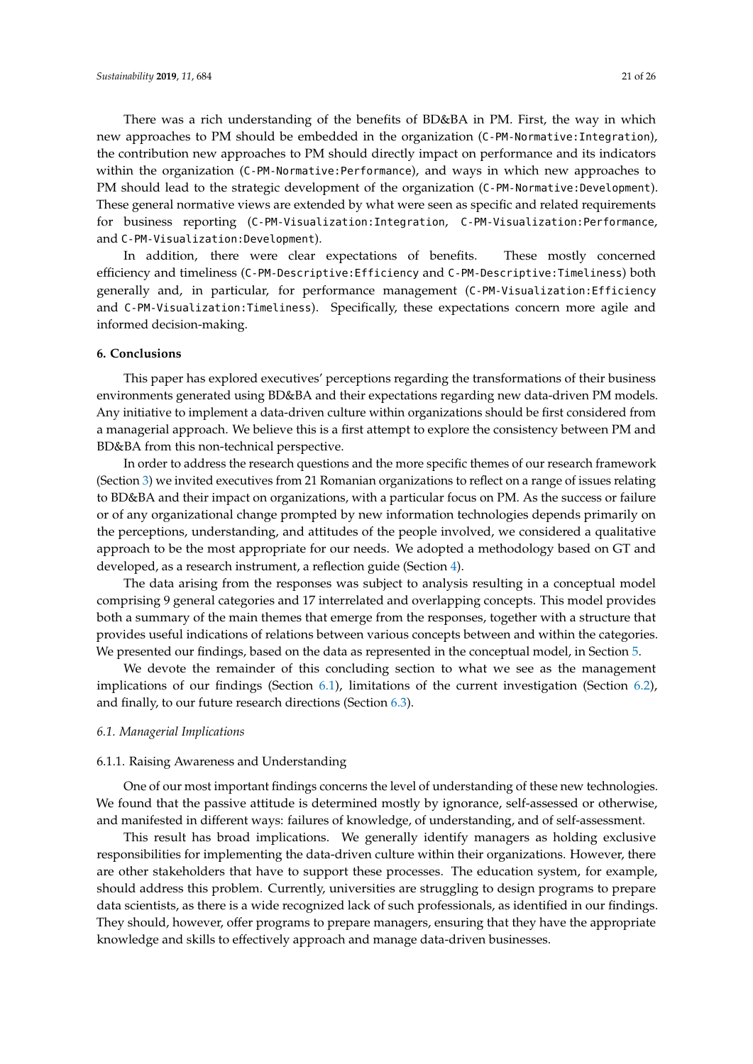There was a rich understanding of the benefits of BD&BA in PM. First, the way in which new approaches to PM should be embedded in the organization (`C-PM-Normative:Integration`), the contribution new approaches to PM should directly impact on performance and its indicators within the organization (`C-PM-Normative:Performance`), and ways in which new approaches to PM should lead to the strategic development of the organization (`C-PM-Normative:Development`). These general normative views are extended by what were seen as specific and related requirements for business reporting (`C-PM-Visualization:Integration`, `C-PM-Visualization:Performance`, and `C-PM-Visualization:Development`).

In addition, there were clear expectations of benefits. These mostly concerned efficiency and timeliness (`C-PM-Descriptive:Efficiency` and `C-PM-Descriptive:Timeliness`) both generally and, in particular, for performance management (`C-PM-Visualization:Efficiency` and `C-PM-Visualization:Timeliness`). Specifically, these expectations concern more agile and informed decision-making.

## 6. Conclusions

This paper has explored executives' perceptions regarding the transformations of their business environments generated using BD&BA and their expectations regarding new data-driven PM models. Any initiative to implement a data-driven culture within organizations should be first considered from a managerial approach. We believe this is a first attempt to explore the consistency between PM and BD&BA from this non-technical perspective.

In order to address the research questions and the more specific themes of our research framework (Section 3) we invited executives from 21 Romanian organizations to reflect on a range of issues relating to BD&BA and their impact on organizations, with a particular focus on PM. As the success or failure or of any organizational change prompted by new information technologies depends primarily on the perceptions, understanding, and attitudes of the people involved, we considered a qualitative approach to be the most appropriate for our needs. We adopted a methodology based on GT and developed, as a research instrument, a reflection guide (Section 4).

The data arising from the responses was subject to analysis resulting in a conceptual model comprising 9 general categories and 17 interrelated and overlapping concepts. This model provides both a summary of the main themes that emerge from the responses, together with a structure that provides useful indications of relations between various concepts between and within the categories. We presented our findings, based on the data as represented in the conceptual model, in Section 5.

We devote the remainder of this concluding section to what we see as the management implications of our findings (Section 6.1), limitations of the current investigation (Section 6.2), and finally, to our future research directions (Section 6.3).

### 6.1. Managerial Implications

#### 6.1.1. Raising Awareness and Understanding

One of our most important findings concerns the level of understanding of these new technologies. We found that the passive attitude is determined mostly by ignorance, self-assessed or otherwise, and manifested in different ways: failures of knowledge, of understanding, and of self-assessment.

This result has broad implications. We generally identify managers as holding exclusive responsibilities for implementing the data-driven culture within their organizations. However, there are other stakeholders that have to support these processes. The education system, for example, should address this problem. Currently, universities are struggling to design programs to prepare data scientists, as there is a wide recognized lack of such professionals, as identified in our findings. They should, however, offer programs to prepare managers, ensuring that they have the appropriate knowledge and skills to effectively approach and manage data-driven businesses.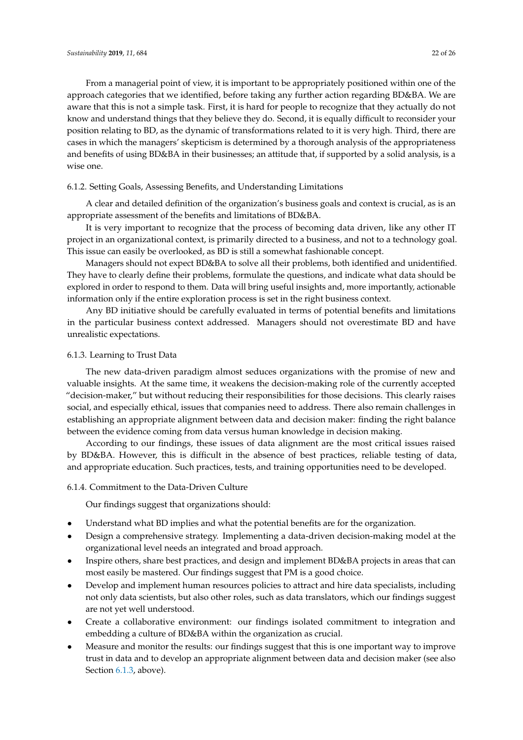From a managerial point of view, it is important to be appropriately positioned within one of the approach categories that we identified, before taking any further action regarding BD&BA. We are aware that this is not a simple task. First, it is hard for people to recognize that they actually do not know and understand things that they believe they do. Second, it is equally difficult to reconsider your position relating to BD, as the dynamic of transformations related to it is very high. Third, there are cases in which the managers' skepticism is determined by a thorough analysis of the appropriateness and benefits of using BD&BA in their businesses; an attitude that, if supported by a solid analysis, is a wise one.

#### 6.1.2. Setting Goals, Assessing Benefits, and Understanding Limitations

A clear and detailed definition of the organization's business goals and context is crucial, as is an appropriate assessment of the benefits and limitations of BD&BA.

It is very important to recognize that the process of becoming data driven, like any other IT project in an organizational context, is primarily directed to a business, and not to a technology goal. This issue can easily be overlooked, as BD is still a somewhat fashionable concept.

Managers should not expect BD&BA to solve all their problems, both identified and unidentified. They have to clearly define their problems, formulate the questions, and indicate what data should be explored in order to respond to them. Data will bring useful insights and, more importantly, actionable information only if the entire exploration process is set in the right business context.

Any BD initiative should be carefully evaluated in terms of potential benefits and limitations in the particular business context addressed. Managers should not overestimate BD and have unrealistic expectations.

#### 6.1.3. Learning to Trust Data

The new data-driven paradigm almost seduces organizations with the promise of new and valuable insights. At the same time, it weakens the decision-making role of the currently accepted "decision-maker," but without reducing their responsibilities for those decisions. This clearly raises social, and especially ethical, issues that companies need to address. There also remain challenges in establishing an appropriate alignment between data and decision maker: finding the right balance between the evidence coming from data versus human knowledge in decision making.

According to our findings, these issues of data alignment are the most critical issues raised by BD&BA. However, this is difficult in the absence of best practices, reliable testing of data, and appropriate education. Such practices, tests, and training opportunities need to be developed.

#### 6.1.4. Commitment to the Data-Driven Culture

Our findings suggest that organizations should:

- Understand what BD implies and what the potential benefits are for the organization.
- Design a comprehensive strategy. Implementing a data-driven decision-making model at the organizational level needs an integrated and broad approach.
- Inspire others, share best practices, and design and implement BD&BA projects in areas that can most easily be mastered. Our findings suggest that PM is a good choice.
- Develop and implement human resources policies to attract and hire data specialists, including not only data scientists, but also other roles, such as data translators, which our findings suggest are not yet well understood.
- Create a collaborative environment: our findings isolated commitment to integration and embedding a culture of BD&BA within the organization as crucial.
- Measure and monitor the results: our findings suggest that this is one important way to improve trust in data and to develop an appropriate alignment between data and decision maker (see also Section 6.1.3, above).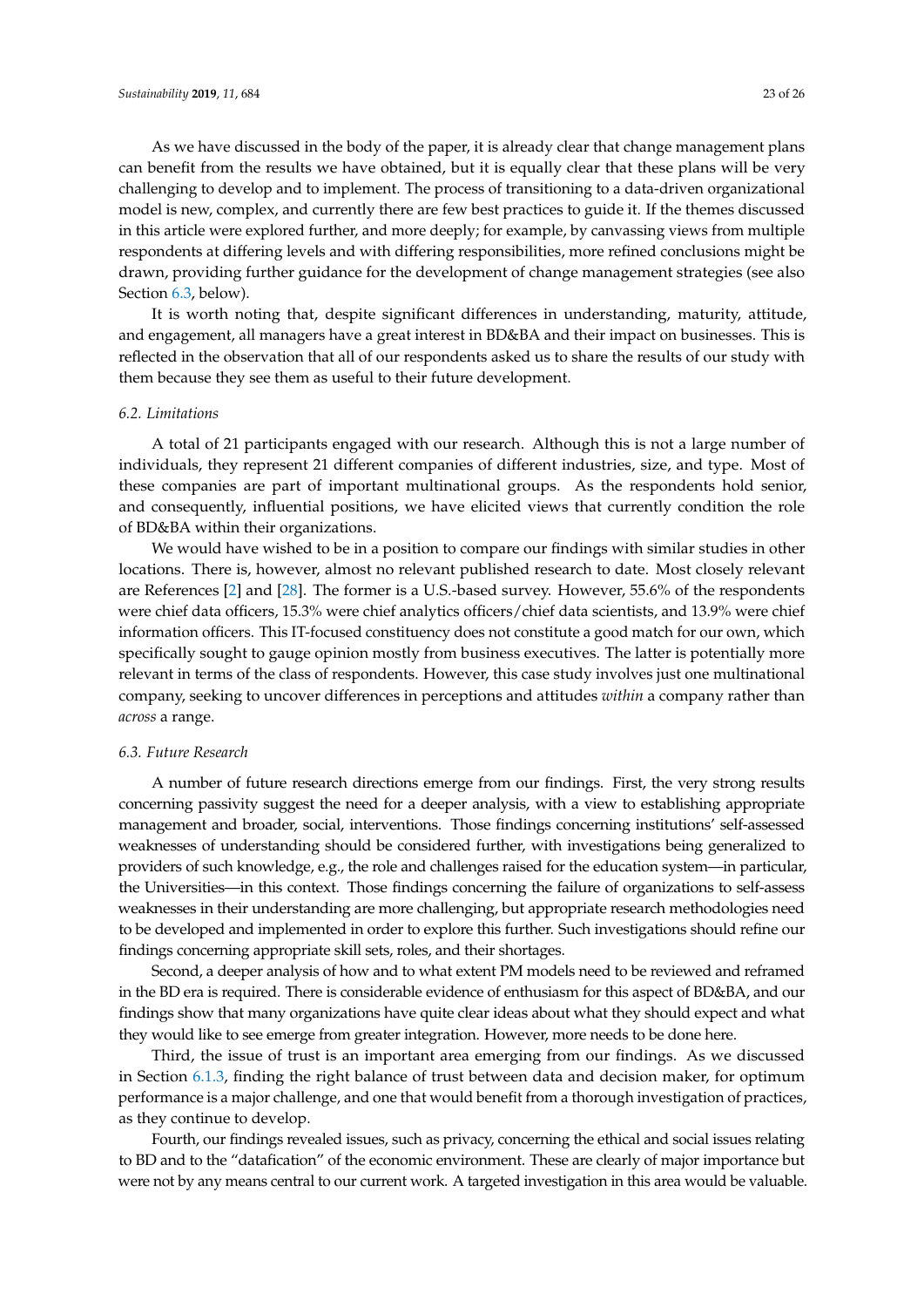As we have discussed in the body of the paper, it is already clear that change management plans can benefit from the results we have obtained, but it is equally clear that these plans will be very challenging to develop and to implement. The process of transitioning to a data-driven organizational model is new, complex, and currently there are few best practices to guide it. If the themes discussed in this article were explored further, and more deeply; for example, by canvassing views from multiple respondents at differing levels and with differing responsibilities, more refined conclusions might be drawn, providing further guidance for the development of change management strategies (see also Section 6.3, below).

It is worth noting that, despite significant differences in understanding, maturity, attitude, and engagement, all managers have a great interest in BD&BA and their impact on businesses. This is reflected in the observation that all of our respondents asked us to share the results of our study with them because they see them as useful to their future development.

### 6.2. Limitations

A total of 21 participants engaged with our research. Although this is not a large number of individuals, they represent 21 different companies of different industries, size, and type. Most of these companies are part of important multinational groups. As the respondents hold senior, and consequently, influential positions, we have elicited views that currently condition the role of BD&BA within their organizations.

We would have wished to be in a position to compare our findings with similar studies in other locations. There is, however, almost no relevant published research to date. Most closely relevant are References [2] and [28]. The former is a U.S.-based survey. However, 55.6% of the respondents were chief data officers, 15.3% were chief analytics officers/chief data scientists, and 13.9% were chief information officers. This IT-focused constituency does not constitute a good match for our own, which specifically sought to gauge opinion mostly from business executives. The latter is potentially more relevant in terms of the class of respondents. However, this case study involves just one multinational company, seeking to uncover differences in perceptions and attitudes *within* a company rather than *across* a range.

### 6.3. Future Research

A number of future research directions emerge from our findings. First, the very strong results concerning passivity suggest the need for a deeper analysis, with a view to establishing appropriate management and broader, social, interventions. Those findings concerning institutions' self-assessed weaknesses of understanding should be considered further, with investigations being generalized to providers of such knowledge, e.g., the role and challenges raised for the education system—in particular, the Universities—in this context. Those findings concerning the failure of organizations to self-assess weaknesses in their understanding are more challenging, but appropriate research methodologies need to be developed and implemented in order to explore this further. Such investigations should refine our findings concerning appropriate skill sets, roles, and their shortages.

Second, a deeper analysis of how and to what extent PM models need to be reviewed and reframed in the BD era is required. There is considerable evidence of enthusiasm for this aspect of BD&BA, and our findings show that many organizations have quite clear ideas about what they should expect and what they would like to see emerge from greater integration. However, more needs to be done here.

Third, the issue of trust is an important area emerging from our findings. As we discussed in Section 6.1.3, finding the right balance of trust between data and decision maker, for optimum performance is a major challenge, and one that would benefit from a thorough investigation of practices, as they continue to develop.

Fourth, our findings revealed issues, such as privacy, concerning the ethical and social issues relating to BD and to the "datafication" of the economic environment. These are clearly of major importance but were not by any means central to our current work. A targeted investigation in this area would be valuable.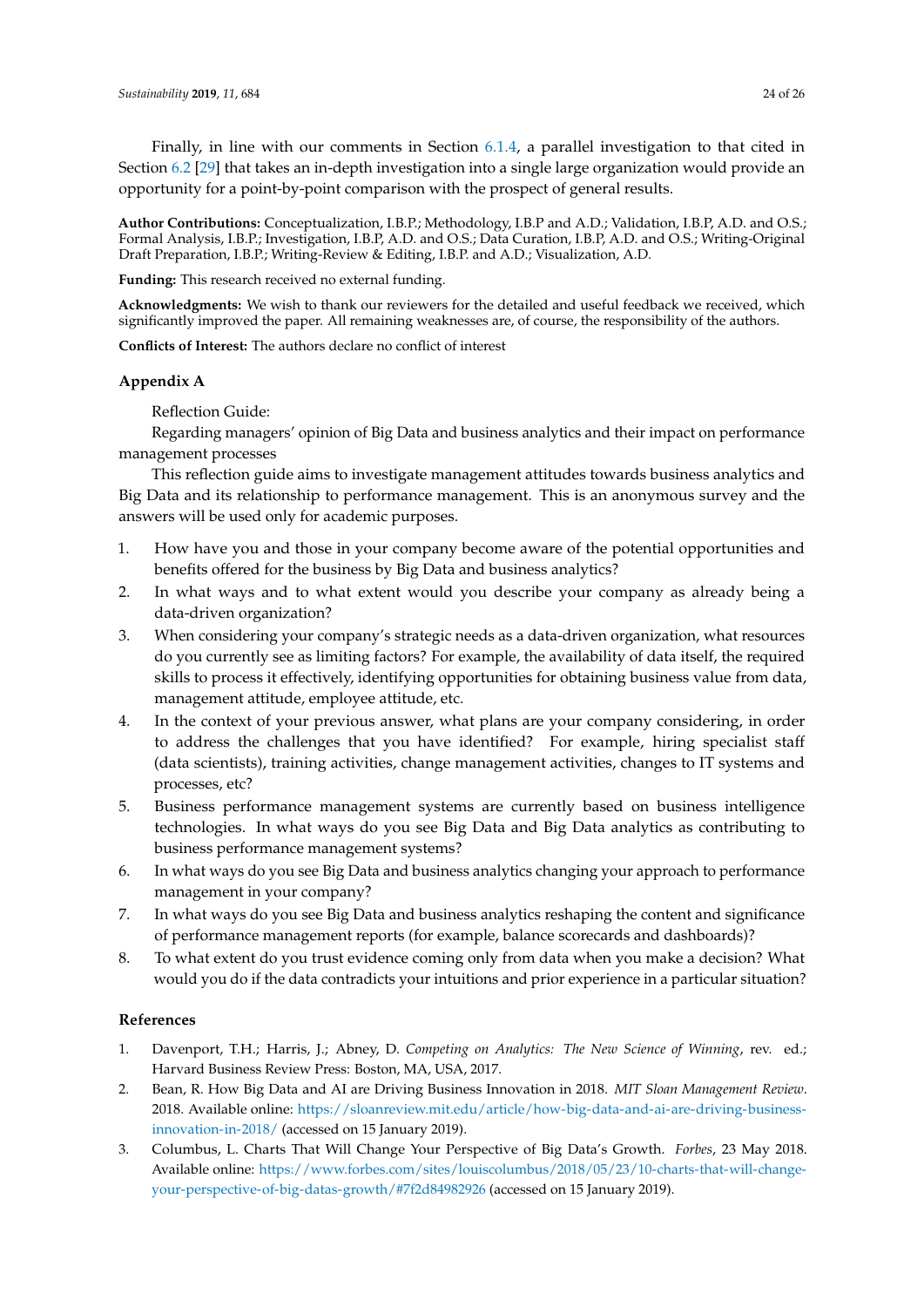Finally, in line with our comments in Section 6.1.4, a parallel investigation to that cited in Section 6.2 [29] that takes an in-depth investigation into a single large organization would provide an opportunity for a point-by-point comparison with the prospect of general results.

**Author Contributions:** Conceptualization, I.B.P.; Methodology, I.B.P and A.D.; Validation, I.B.P, A.D. and O.S.; Formal Analysis, I.B.P.; Investigation, I.B.P, A.D. and O.S.; Data Curation, I.B.P, A.D. and O.S.; Writing-Original Draft Preparation, I.B.P.; Writing-Review & Editing, I.B.P. and A.D.; Visualization, A.D.

**Funding:** This research received no external funding.

**Acknowledgments:** We wish to thank our reviewers for the detailed and useful feedback we received, which significantly improved the paper. All remaining weaknesses are, of course, the responsibility of the authors.

**Conflicts of Interest:** The authors declare no conflict of interest

## Appendix A

Reflection Guide:

Regarding managers' opinion of Big Data and business analytics and their impact on performance management processes

This reflection guide aims to investigate management attitudes towards business analytics and Big Data and its relationship to performance management. This is an anonymous survey and the answers will be used only for academic purposes.

1. How have you and those in your company become aware of the potential opportunities and benefits offered for the business by Big Data and business analytics?
2. In what ways and to what extent would you describe your company as already being a data-driven organization?
3. When considering your company's strategic needs as a data-driven organization, what resources do you currently see as limiting factors? For example, the availability of data itself, the required skills to process it effectively, identifying opportunities for obtaining business value from data, management attitude, employee attitude, etc.
4. In the context of your previous answer, what plans are your company considering, in order to address the challenges that you have identified? For example, hiring specialist staff (data scientists), training activities, change management activities, changes to IT systems and processes, etc?
5. Business performance management systems are currently based on business intelligence technologies. In what ways do you see Big Data and Big Data analytics as contributing to business performance management systems?
6. In what ways do you see Big Data and business analytics changing your approach to performance management in your company?
7. In what ways do you see Big Data and business analytics reshaping the content and significance of performance management reports (for example, balance scorecards and dashboards)?
8. To what extent do you trust evidence coming only from data when you make a decision? What would you do if the data contradicts your intuitions and prior experience in a particular situation?

## References

1. Davenport, T.H.; Harris, J.; Abney, D. *Competing on Analytics: The New Science of Winning*, rev. ed.; Harvard Business Review Press: Boston, MA, USA, 2017.
2. Bean, R. How Big Data and AI are Driving Business Innovation in 2018. *MIT Sloan Management Review*. 2018. Available online: https://sloanreview.mit.edu/article/how-big-data-and-ai-are-driving-business-innovation-in-2018/ (accessed on 15 January 2019).
3. Columbus, L. Charts That Will Change Your Perspective of Big Data's Growth. *Forbes*, 23 May 2018. Available online: https://www.forbes.com/sites/louiscolumbus/2018/05/23/10-charts-that-will-change-your-perspective-of-big-datas-growth/#7f2d84982926 (accessed on 15 January 2019).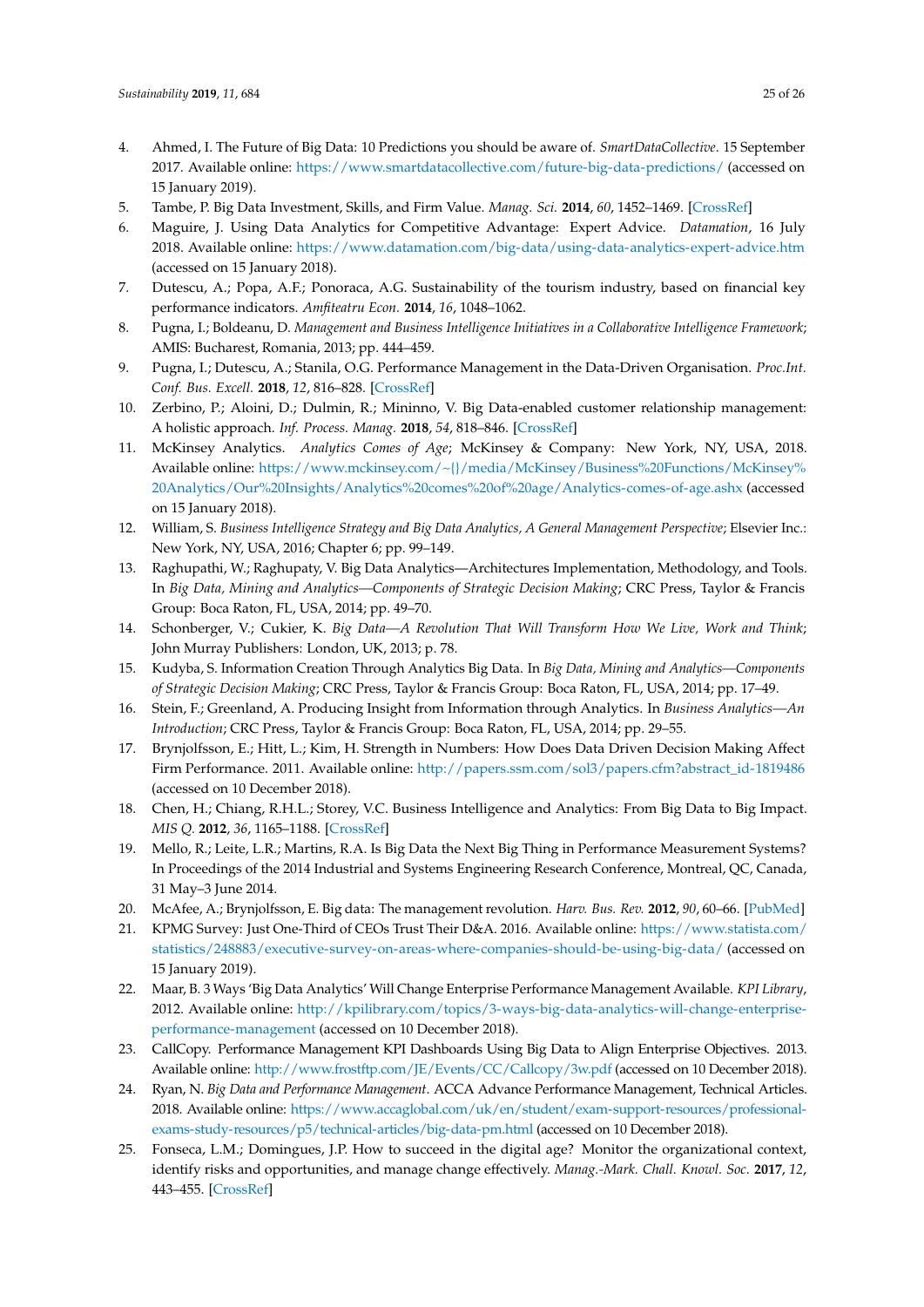4. Ahmed, I. The Future of Big Data: 10 Predictions you should be aware of. *SmartDataCollective*. 15 September 2017. Available online: https://www.smartdatacollective.com/future-big-data-predictions/ (accessed on 15 January 2019).
5. Tambe, P. Big Data Investment, Skills, and Firm Value. *Manag. Sci.* **2014**, *60*, 1452–1469. [CrossRef]
6. Maguire, J. Using Data Analytics for Competitive Advantage: Expert Advice. *Datamation*, 16 July 2018. Available online: https://www.datamation.com/big-data/using-data-analytics-expert-advice.htm (accessed on 15 January 2018).
7. Dutescu, A.; Popa, A.F.; Ponoraca, A.G. Sustainability of the tourism industry, based on financial key performance indicators. *Amfiteatru Econ.* **2014**, *16*, 1048–1062.
8. Pugna, I.; Boldeanu, D. *Management and Business Intelligence Initiatives in a Collaborative Intelligence Framework*; AMIS: Bucharest, Romania, 2013; pp. 444–459.
9. Pugna, I.; Dutescu, A.; Stanila, O.G. Performance Management in the Data-Driven Organisation. *Proc.Int. Conf. Bus. Excell.* **2018**, *12*, 816–828. [CrossRef]
10. Zerbino, P.; Aloini, D.; Dulmin, R.; Mininno, V. Big Data-enabled customer relationship management: A holistic approach. *Inf. Process. Manag.* **2018**, *54*, 818–846. [CrossRef]
11. McKinsey Analytics. *Analytics Comes of Age*; McKinsey & Company: New York, NY, USA, 2018. Available online: https://www.mckinsey.com/~{}/media/McKinsey/Business%20Functions/McKinsey%20Analytics/Our%20Insights/Analytics%20comes%20of%20age/Analytics-comes-of-age.ashx (accessed on 15 January 2018).
12. William, S. *Business Intelligence Strategy and Big Data Analytics, A General Management Perspective*; Elsevier Inc.: New York, NY, USA, 2016; Chapter 6; pp. 99–149.
13. Raghupathi, W.; Raghupaty, V. Big Data Analytics—Architectures Implementation, Methodology, and Tools. In *Big Data, Mining and Analytics—Components of Strategic Decision Making*; CRC Press, Taylor & Francis Group: Boca Raton, FL, USA, 2014; pp. 49–70.
14. Schonberger, V.; Cukier, K. *Big Data—A Revolution That Will Transform How We Live, Work and Think*; John Murray Publishers: London, UK, 2013; p. 78.
15. Kudyba, S. Information Creation Through Analytics Big Data. In *Big Data, Mining and Analytics—Components of Strategic Decision Making*; CRC Press, Taylor & Francis Group: Boca Raton, FL, USA, 2014; pp. 17–49.
16. Stein, F.; Greenland, A. Producing Insight from Information through Analytics. In *Business Analytics—An Introduction*; CRC Press, Taylor & Francis Group: Boca Raton, FL, USA, 2014; pp. 29–55.
17. Brynjolfsson, E.; Hitt, L.; Kim, H. Strength in Numbers: How Does Data Driven Decision Making Affect Firm Performance. 2011. Available online: http://papers.ssm.com/sol3/papers.cfm?abstract_id-1819486 (accessed on 10 December 2018).
18. Chen, H.; Chiang, R.H.L.; Storey, V.C. Business Intelligence and Analytics: From Big Data to Big Impact. *MIS Q.* **2012**, *36*, 1165–1188. [CrossRef]
19. Mello, R.; Leite, L.R.; Martins, R.A. Is Big Data the Next Big Thing in Performance Measurement Systems? In Proceedings of the 2014 Industrial and Systems Engineering Research Conference, Montreal, QC, Canada, 31 May–3 June 2014.
20. McAfee, A.; Brynjolfsson, E. Big data: The management revolution. *Harv. Bus. Rev.* **2012**, *90*, 60–66. [PubMed]
21. KPMG Survey: Just One-Third of CEOs Trust Their D&A. 2016. Available online: https://www.statista.com/statistics/248883/executive-survey-on-areas-where-companies-should-be-using-big-data/ (accessed on 15 January 2019).
22. Maar, B. 3 Ways 'Big Data Analytics' Will Change Enterprise Performance Management Available. *KPI Library*, 2012. Available online: http://kpilibrary.com/topics/3-ways-big-data-analytics-will-change-enterprise-performance-management (accessed on 10 December 2018).
23. CallCopy. Performance Management KPI Dashboards Using Big Data to Align Enterprise Objectives. 2013. Available online: http://www.frostftp.com/JE/Events/CC/Callcopy/3w.pdf (accessed on 10 December 2018).
24. Ryan, N. *Big Data and Performance Management.* ACCA Advance Performance Management, Technical Articles. 2018. Available online: https://www.accaglobal.com/uk/en/student/exam-support-resources/professional-exams-study-resources/p5/technical-articles/big-data-pm.html (accessed on 10 December 2018).
25. Fonseca, L.M.; Domingues, J.P. How to succeed in the digital age? Monitor the organizational context, identify risks and opportunities, and manage change effectively. *Manag.-Mark. Chall. Knowl. Soc.* **2017**, *12*, 443–455. [CrossRef]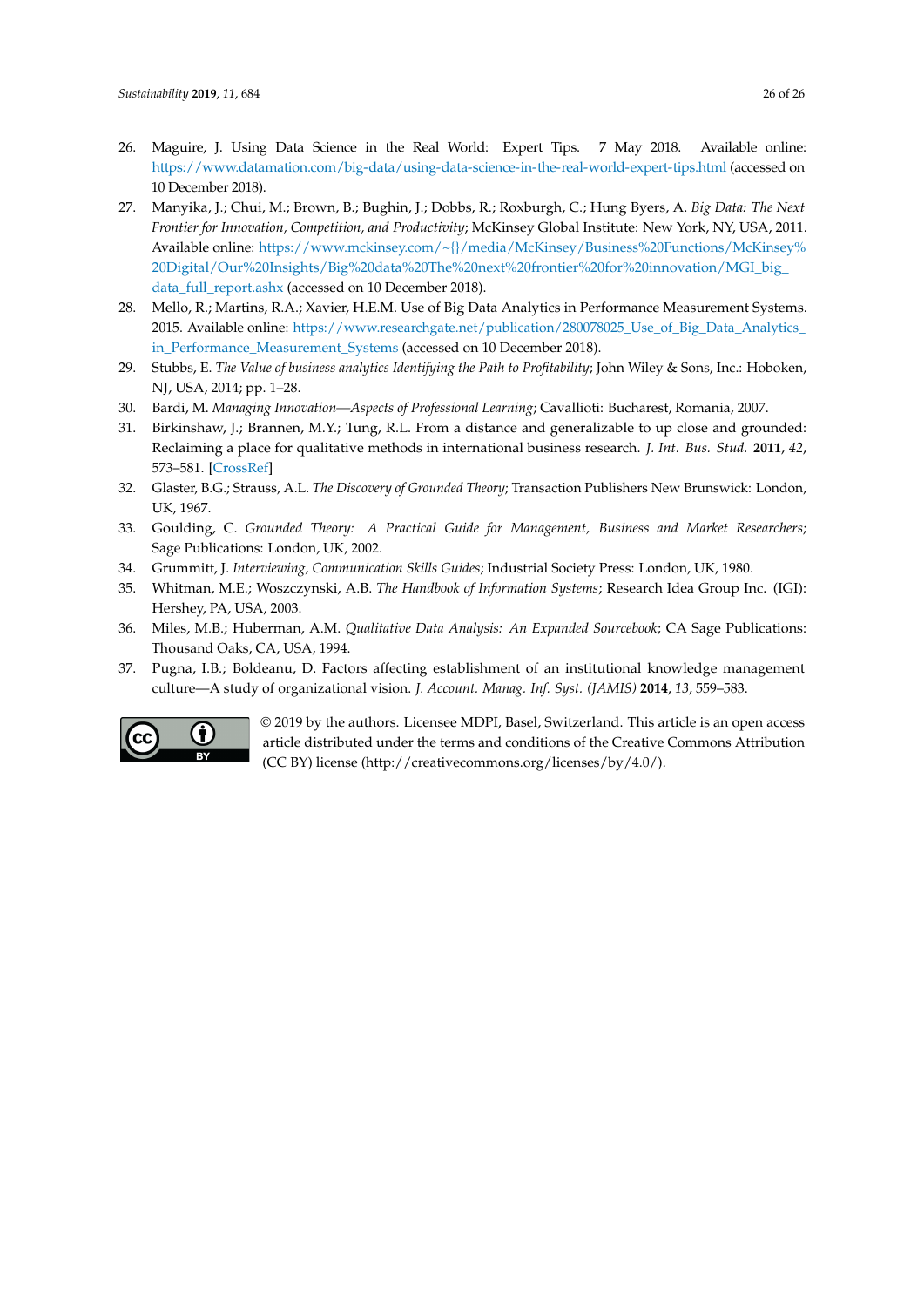26. Maguire, J. Using Data Science in the Real World: Expert Tips. 7 May 2018. Available online: https://www.datamation.com/big-data/using-data-science-in-the-real-world-expert-tips.html (accessed on 10 December 2018).
27. Manyika, J.; Chui, M.; Brown, B.; Bughin, J.; Dobbs, R.; Roxburgh, C.; Hung Byers, A. *Big Data: The Next Frontier for Innovation, Competition, and Productivity*; McKinsey Global Institute: New York, NY, USA, 2011. Available online: https://www.mckinsey.com/~{}/media/McKinsey/Business%20Functions/McKinsey%20Digital/Our%20Insights/Big%20data%20The%20next%20frontier%20for%20innovation/MGI_big_data_full_report.ashx (accessed on 10 December 2018).
28. Mello, R.; Martins, R.A.; Xavier, H.E.M. Use of Big Data Analytics in Performance Measurement Systems. 2015. Available online: https://www.researchgate.net/publication/280078025_Use_of_Big_Data_Analytics_in_Performance_Measurement_Systems (accessed on 10 December 2018).
29. Stubbs, E. *The Value of business analytics Identifying the Path to Profitability*; John Wiley & Sons, Inc.: Hoboken, NJ, USA, 2014; pp. 1–28.
30. Bardi, M. *Managing Innovation—Aspects of Professional Learning*; Cavallioti: Bucharest, Romania, 2007.
31. Birkinshaw, J.; Brannen, M.Y.; Tung, R.L. From a distance and generalizable to up close and grounded: Reclaiming a place for qualitative methods in international business research. *J. Int. Bus. Stud.* **2011**, *42*, 573–581. [CrossRef]
32. Glaster, B.G.; Strauss, A.L. *The Discovery of Grounded Theory*; Transaction Publishers New Brunswick: London, UK, 1967.
33. Goulding, C. *Grounded Theory: A Practical Guide for Management, Business and Market Researchers*; Sage Publications: London, UK, 2002.
34. Grummitt, J. *Interviewing, Communication Skills Guides*; Industrial Society Press: London, UK, 1980.
35. Whitman, M.E.; Woszczynski, A.B. *The Handbook of Information Systems*; Research Idea Group Inc. (IGI): Hershey, PA, USA, 2003.
36. Miles, M.B.; Huberman, A.M. *Qualitative Data Analysis: An Expanded Sourcebook*; CA Sage Publications: Thousand Oaks, CA, USA, 1994.
37. Pugna, I.B.; Boldeanu, D. Factors affecting establishment of an institutional knowledge management culture—A study of organizational vision. *J. Account. Manag. Inf. Syst. (JAMIS)* **2014**, *13*, 559–583.

© 2019 by the authors. Licensee MDPI, Basel, Switzerland. This article is an open access article distributed under the terms and conditions of the Creative Commons Attribution (CC BY) license (http://creativecommons.org/licenses/by/4.0/).